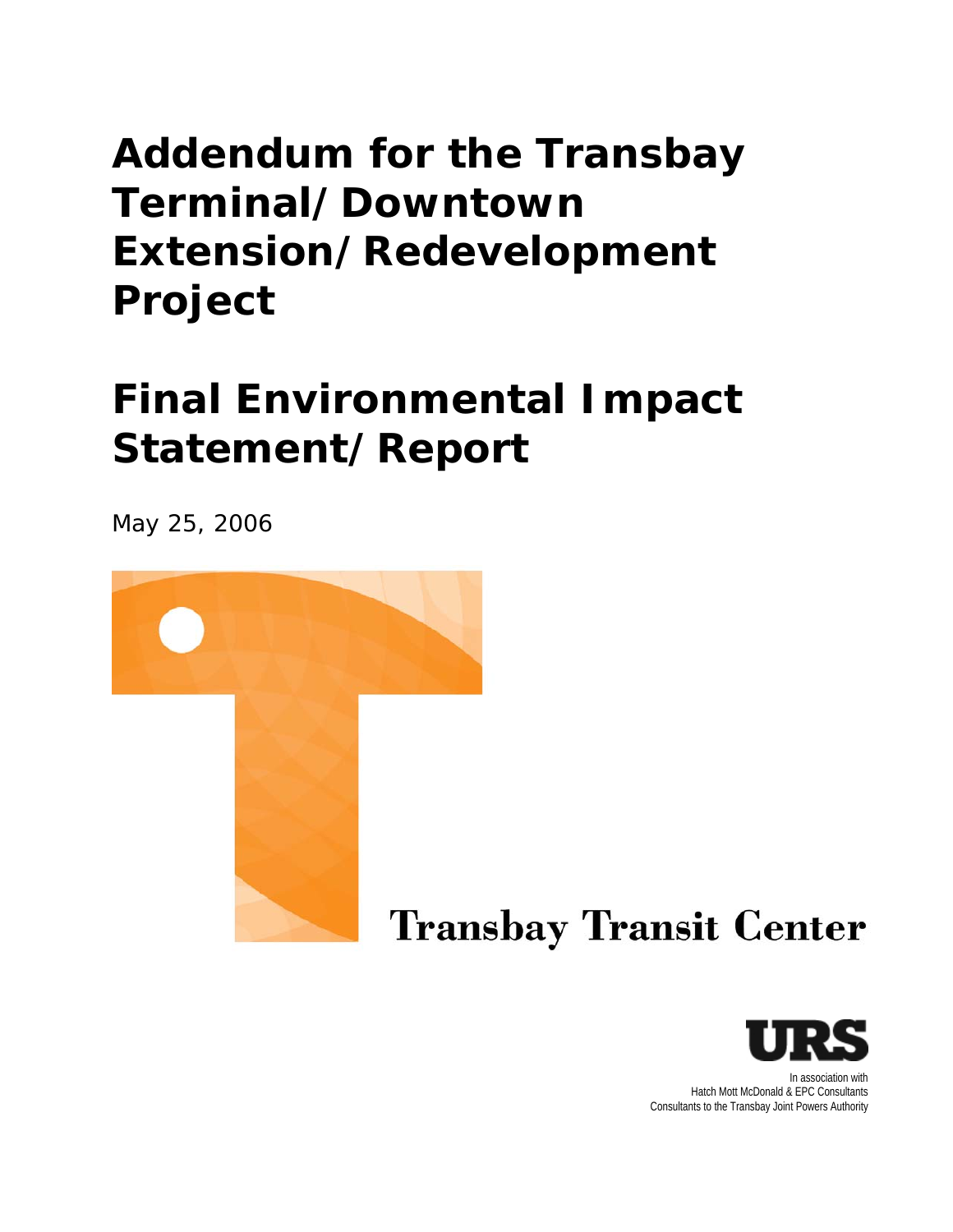# Addendum for the Transbay Terminal/Downtown Extension/Redevelopment Project

# Final Environmental Impact Statement/Report

May 25, 2006

Transbay Transit Center

URS

In association with
Hatch Mott McDonald & EPC Consultants
Consultants to the Transbay Joint Powers Authority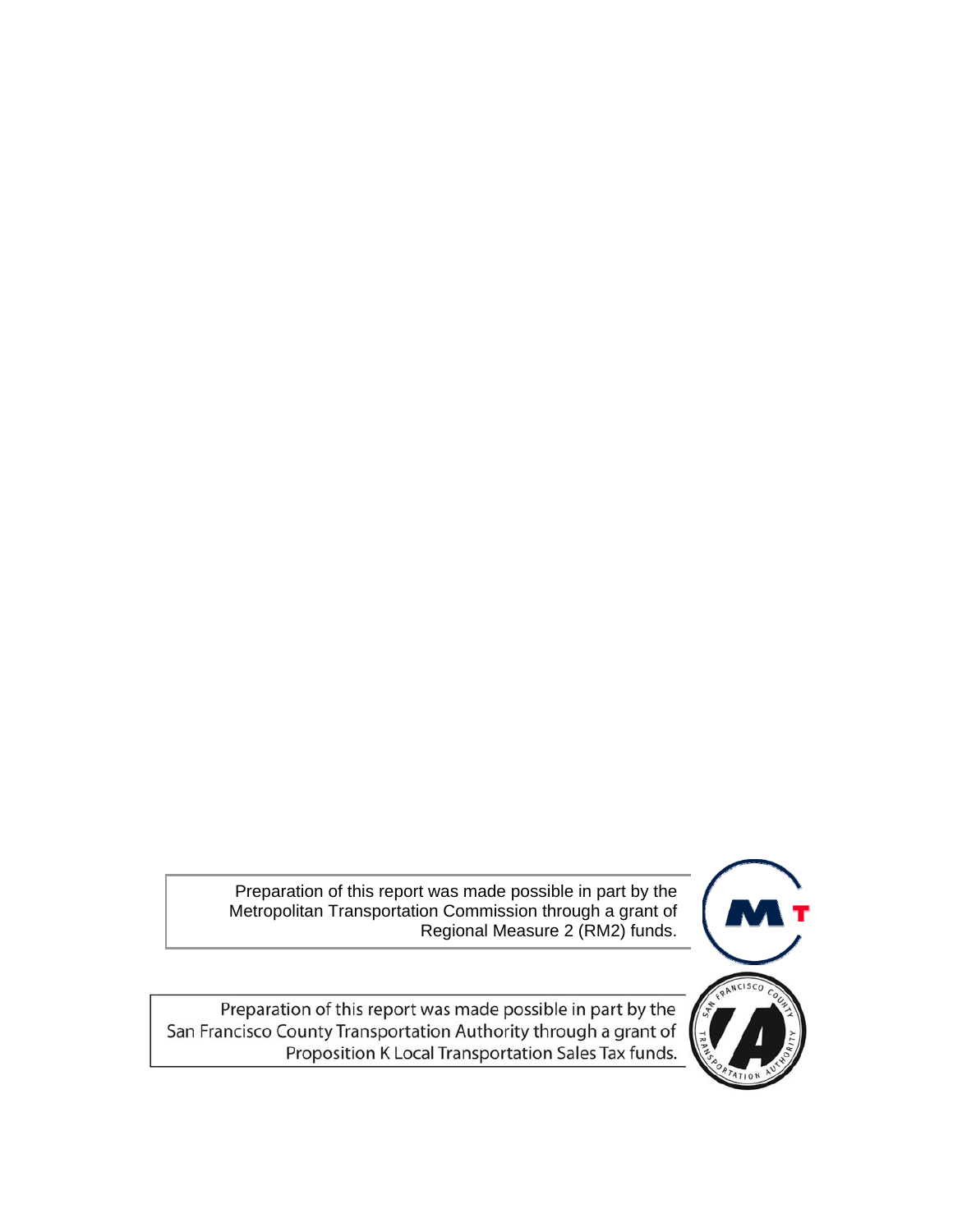Preparation of this report was made possible in part by the Metropolitan Transportation Commission through a grant of Regional Measure 2 (RM2) funds.

Preparation of this report was made possible in part by the San Francisco County Transportation Authority through a grant of Proposition K Local Transportation Sales Tax funds.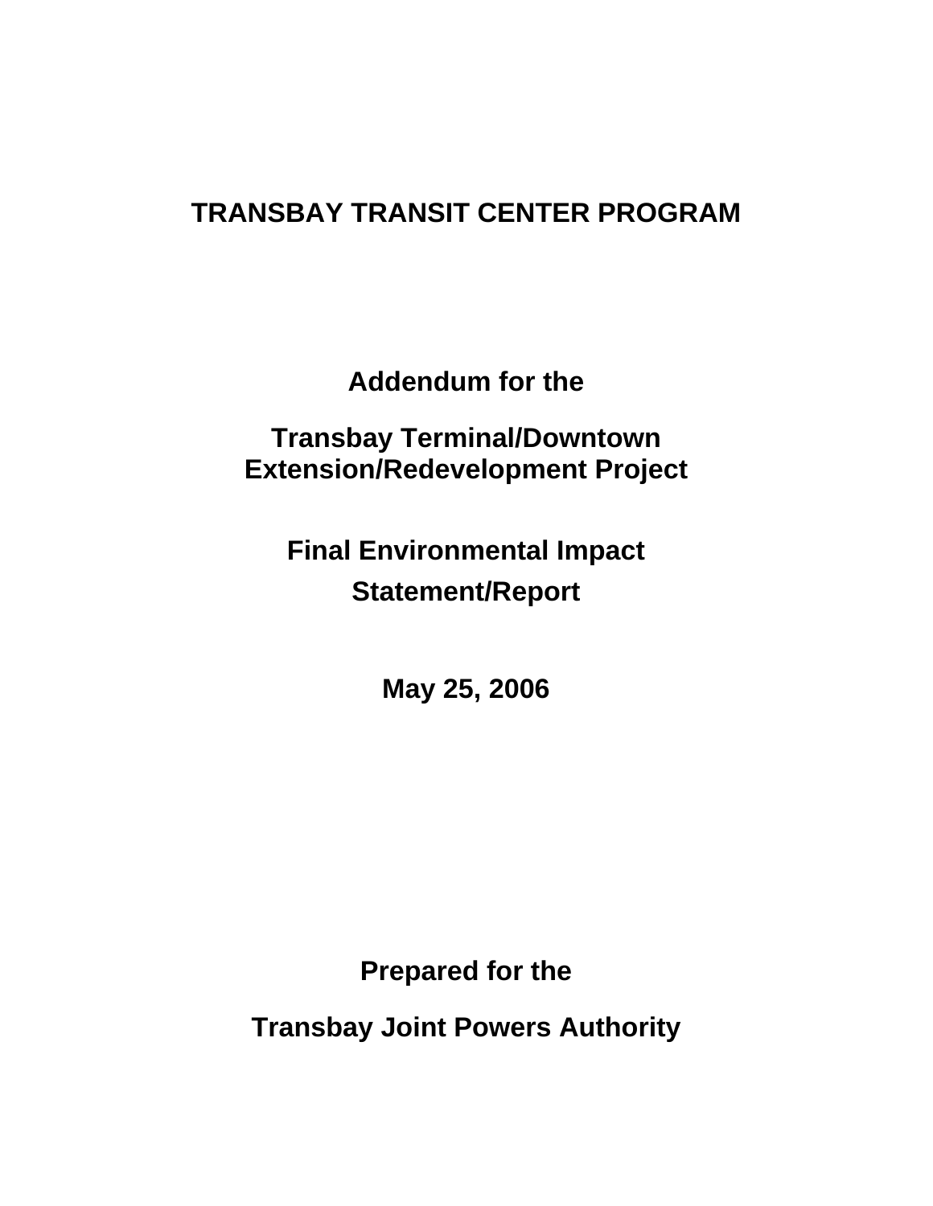# TRANSBAY TRANSIT CENTER PROGRAM

## Addendum for the

## Transbay Terminal/Downtown Extension/Redevelopment Project

## Final Environmental Impact Statement/Report

**May 25, 2006**

**Prepared for the**

**Transbay Joint Powers Authority**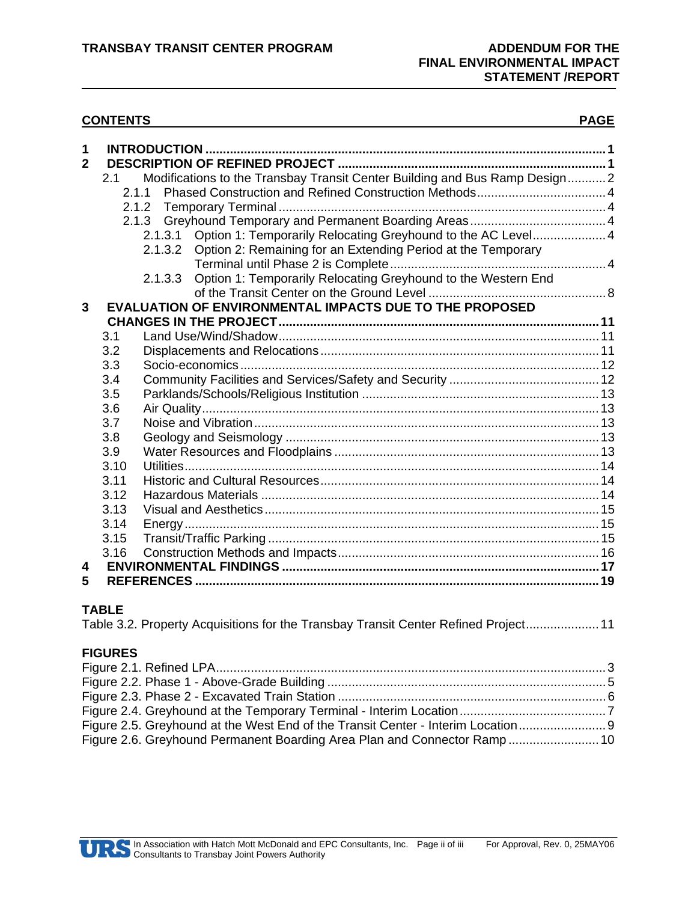**CONTENTS** **PAGE**

| | | |
|---|---|---|
| **1** | **INTRODUCTION** | **1** |
| **2** | **DESCRIPTION OF REFINED PROJECT** | **1** |
| 2.1 | Modifications to the Transbay Transit Center Building and Bus Ramp Design | 2 |
| 2.1.1 | Phased Construction and Refined Construction Methods | 4 |
| 2.1.2 | Temporary Terminal | 4 |
| 2.1.3 | Greyhound Temporary and Permanent Boarding Areas | 4 |
| 2.1.3.1 | Option 1: Temporarily Relocating Greyhound to the AC Level | 4 |
| 2.1.3.2 | Option 2: Remaining for an Extending Period at the Temporary Terminal until Phase 2 is Complete | 4 |
| 2.1.3.3 | Option 1: Temporarily Relocating Greyhound to the Western End of the Transit Center on the Ground Level | 8 |
| **3** | **EVALUATION OF ENVIRONMENTAL IMPACTS DUE TO THE PROPOSED CHANGES IN THE PROJECT** | **11** |
| 3.1 | Land Use/Wind/Shadow | 11 |
| 3.2 | Displacements and Relocations | 11 |
| 3.3 | Socio-economics | 12 |
| 3.4 | Community Facilities and Services/Safety and Security | 12 |
| 3.5 | Parklands/Schools/Religious Institution | 13 |
| 3.6 | Air Quality | 13 |
| 3.7 | Noise and Vibration | 13 |
| 3.8 | Geology and Seismology | 13 |
| 3.9 | Water Resources and Floodplains | 13 |
| 3.10 | Utilities | 14 |
| 3.11 | Historic and Cultural Resources | 14 |
| 3.12 | Hazardous Materials | 14 |
| 3.13 | Visual and Aesthetics | 15 |
| 3.14 | Energy | 15 |
| 3.15 | Transit/Traffic Parking | 15 |
| 3.16 | Construction Methods and Impacts | 16 |
| **4** | **ENVIRONMENTAL FINDINGS** | **17** |
| **5** | **REFERENCES** | **19** |

**TABLE**

Table 3.2. Property Acquisitions for the Transbay Transit Center Refined Project ..... 11

**FIGURES**

Figure 2.1. Refined LPA ..... 3
Figure 2.2. Phase 1 - Above-Grade Building ..... 5
Figure 2.3. Phase 2 - Excavated Train Station ..... 6
Figure 2.4. Greyhound at the Temporary Terminal - Interim Location ..... 7
Figure 2.5. Greyhound at the West End of the Transit Center - Interim Location ..... 9
Figure 2.6. Greyhound Permanent Boarding Area Plan and Connector Ramp ..... 10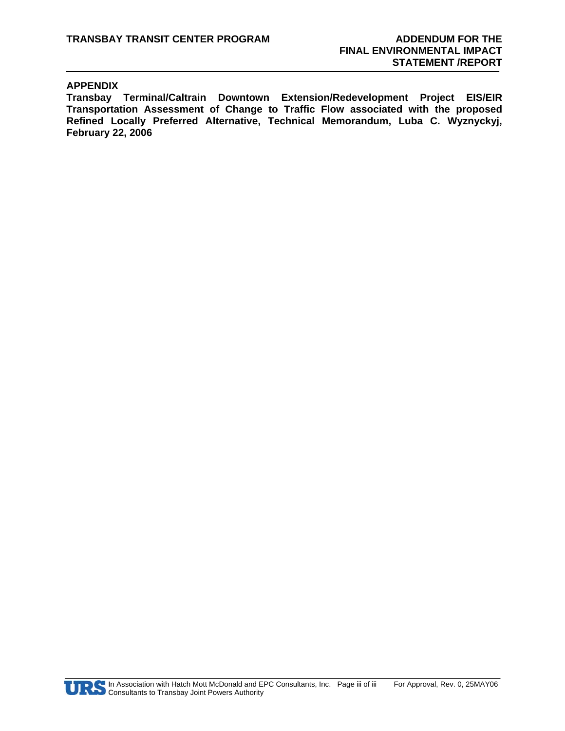## APPENDIX

**Transbay Terminal/Caltrain Downtown Extension/Redevelopment Project EIS/EIR Transportation Assessment of Change to Traffic Flow associated with the proposed Refined Locally Preferred Alternative, Technical Memorandum, Luba C. Wyznyckyj, February 22, 2006**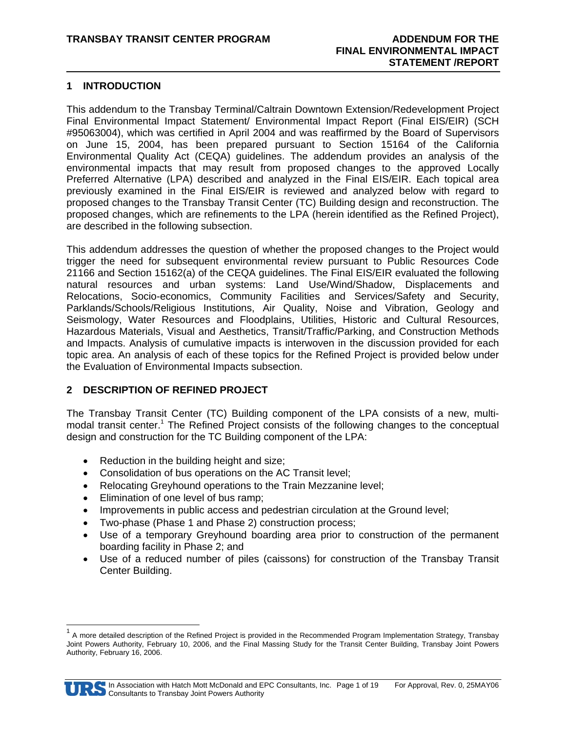## 1 INTRODUCTION

This addendum to the Transbay Terminal/Caltrain Downtown Extension/Redevelopment Project Final Environmental Impact Statement/ Environmental Impact Report (Final EIS/EIR) (SCH #95063004), which was certified in April 2004 and was reaffirmed by the Board of Supervisors on June 15, 2004, has been prepared pursuant to Section 15164 of the California Environmental Quality Act (CEQA) guidelines. The addendum provides an analysis of the environmental impacts that may result from proposed changes to the approved Locally Preferred Alternative (LPA) described and analyzed in the Final EIS/EIR. Each topical area previously examined in the Final EIS/EIR is reviewed and analyzed below with regard to proposed changes to the Transbay Transit Center (TC) Building design and reconstruction. The proposed changes, which are refinements to the LPA (herein identified as the Refined Project), are described in the following subsection.

This addendum addresses the question of whether the proposed changes to the Project would trigger the need for subsequent environmental review pursuant to Public Resources Code 21166 and Section 15162(a) of the CEQA guidelines. The Final EIS/EIR evaluated the following natural resources and urban systems: Land Use/Wind/Shadow, Displacements and Relocations, Socio-economics, Community Facilities and Services/Safety and Security, Parklands/Schools/Religious Institutions, Air Quality, Noise and Vibration, Geology and Seismology, Water Resources and Floodplains, Utilities, Historic and Cultural Resources, Hazardous Materials, Visual and Aesthetics, Transit/Traffic/Parking, and Construction Methods and Impacts. Analysis of cumulative impacts is interwoven in the discussion provided for each topic area. An analysis of each of these topics for the Refined Project is provided below under the Evaluation of Environmental Impacts subsection.

## 2 DESCRIPTION OF REFINED PROJECT

The Transbay Transit Center (TC) Building component of the LPA consists of a new, multi-modal transit center.[1] The Refined Project consists of the following changes to the conceptual design and construction for the TC Building component of the LPA:

- Reduction in the building height and size;
- Consolidation of bus operations on the AC Transit level;
- Relocating Greyhound operations to the Train Mezzanine level;
- Elimination of one level of bus ramp;
- Improvements in public access and pedestrian circulation at the Ground level;
- Two-phase (Phase 1 and Phase 2) construction process;
- Use of a temporary Greyhound boarding area prior to construction of the permanent boarding facility in Phase 2; and
- Use of a reduced number of piles (caissons) for construction of the Transbay Transit Center Building.

[1] A more detailed description of the Refined Project is provided in the Recommended Program Implementation Strategy, Transbay Joint Powers Authority, February 10, 2006, and the Final Massing Study for the Transit Center Building, Transbay Joint Powers Authority, February 16, 2006.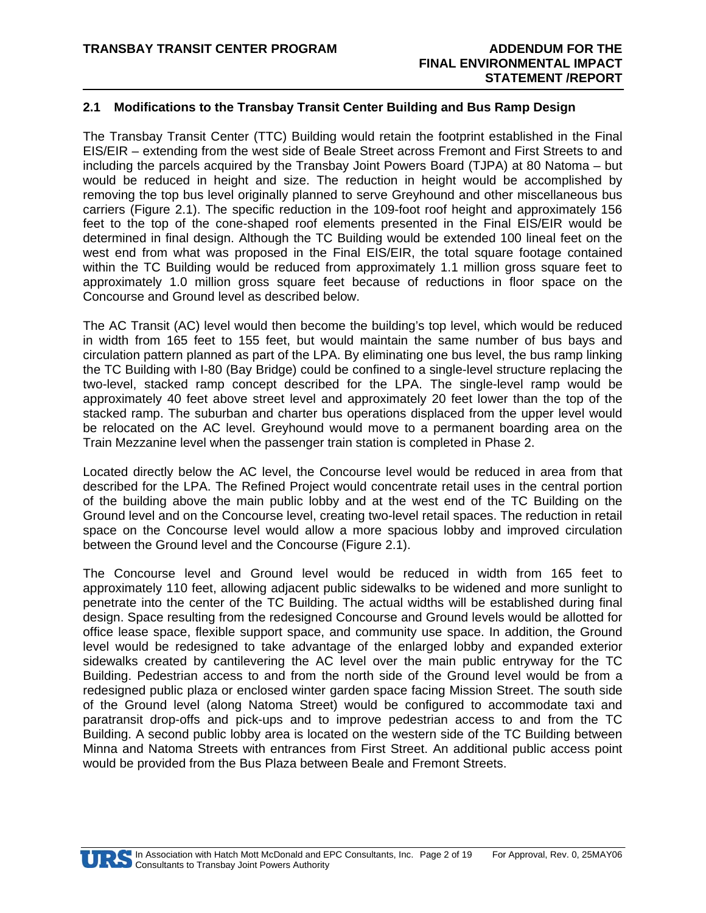## 2.1 Modifications to the Transbay Transit Center Building and Bus Ramp Design

The Transbay Transit Center (TTC) Building would retain the footprint established in the Final EIS/EIR – extending from the west side of Beale Street across Fremont and First Streets to and including the parcels acquired by the Transbay Joint Powers Board (TJPA) at 80 Natoma – but would be reduced in height and size. The reduction in height would be accomplished by removing the top bus level originally planned to serve Greyhound and other miscellaneous bus carriers (Figure 2.1). The specific reduction in the 109-foot roof height and approximately 156 feet to the top of the cone-shaped roof elements presented in the Final EIS/EIR would be determined in final design. Although the TC Building would be extended 100 lineal feet on the west end from what was proposed in the Final EIS/EIR, the total square footage contained within the TC Building would be reduced from approximately 1.1 million gross square feet to approximately 1.0 million gross square feet because of reductions in floor space on the Concourse and Ground level as described below.

The AC Transit (AC) level would then become the building's top level, which would be reduced in width from 165 feet to 155 feet, but would maintain the same number of bus bays and circulation pattern planned as part of the LPA. By eliminating one bus level, the bus ramp linking the TC Building with I-80 (Bay Bridge) could be confined to a single-level structure replacing the two-level, stacked ramp concept described for the LPA. The single-level ramp would be approximately 40 feet above street level and approximately 20 feet lower than the top of the stacked ramp. The suburban and charter bus operations displaced from the upper level would be relocated on the AC level. Greyhound would move to a permanent boarding area on the Train Mezzanine level when the passenger train station is completed in Phase 2.

Located directly below the AC level, the Concourse level would be reduced in area from that described for the LPA. The Refined Project would concentrate retail uses in the central portion of the building above the main public lobby and at the west end of the TC Building on the Ground level and on the Concourse level, creating two-level retail spaces. The reduction in retail space on the Concourse level would allow a more spacious lobby and improved circulation between the Ground level and the Concourse (Figure 2.1).

The Concourse level and Ground level would be reduced in width from 165 feet to approximately 110 feet, allowing adjacent public sidewalks to be widened and more sunlight to penetrate into the center of the TC Building. The actual widths will be established during final design. Space resulting from the redesigned Concourse and Ground levels would be allotted for office lease space, flexible support space, and community use space. In addition, the Ground level would be redesigned to take advantage of the enlarged lobby and expanded exterior sidewalks created by cantilevering the AC level over the main public entryway for the TC Building. Pedestrian access to and from the north side of the Ground level would be from a redesigned public plaza or enclosed winter garden space facing Mission Street. The south side of the Ground level (along Natoma Street) would be configured to accommodate taxi and paratransit drop-offs and pick-ups and to improve pedestrian access to and from the TC Building. A second public lobby area is located on the western side of the TC Building between Minna and Natoma Streets with entrances from First Street. An additional public access point would be provided from the Bus Plaza between Beale and Fremont Streets.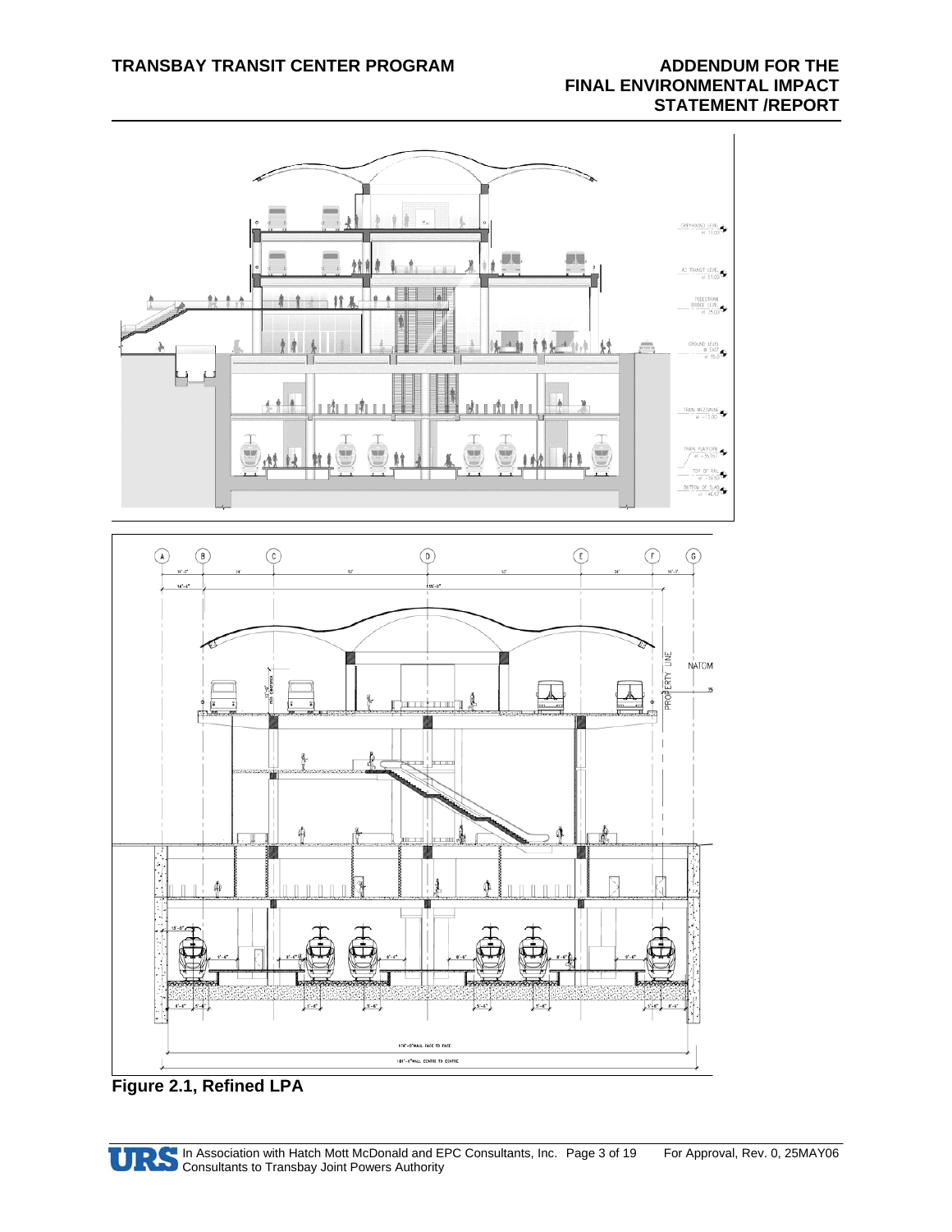Figure 2.1, Refined LPA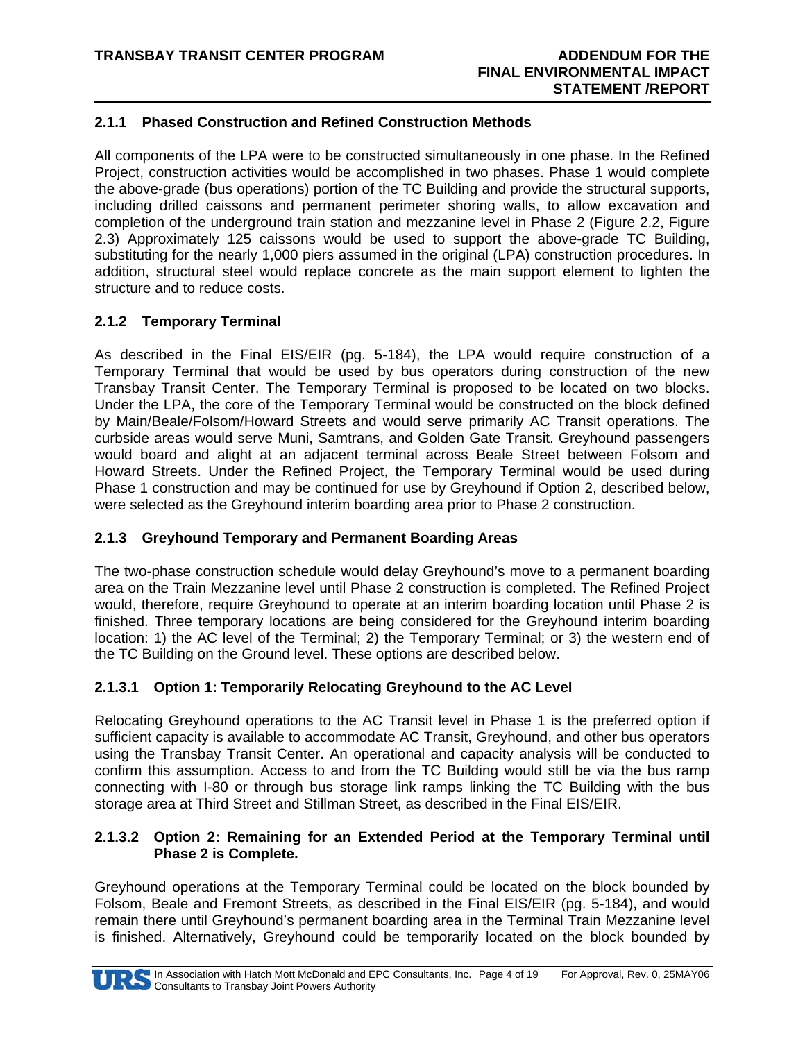### 2.1.1 Phased Construction and Refined Construction Methods

All components of the LPA were to be constructed simultaneously in one phase. In the Refined Project, construction activities would be accomplished in two phases. Phase 1 would complete the above-grade (bus operations) portion of the TC Building and provide the structural supports, including drilled caissons and permanent perimeter shoring walls, to allow excavation and completion of the underground train station and mezzanine level in Phase 2 (Figure 2.2, Figure 2.3) Approximately 125 caissons would be used to support the above-grade TC Building, substituting for the nearly 1,000 piers assumed in the original (LPA) construction procedures. In addition, structural steel would replace concrete as the main support element to lighten the structure and to reduce costs.

### 2.1.2 Temporary Terminal

As described in the Final EIS/EIR (pg. 5-184), the LPA would require construction of a Temporary Terminal that would be used by bus operators during construction of the new Transbay Transit Center. The Temporary Terminal is proposed to be located on two blocks. Under the LPA, the core of the Temporary Terminal would be constructed on the block defined by Main/Beale/Folsom/Howard Streets and would serve primarily AC Transit operations. The curbside areas would serve Muni, Samtrans, and Golden Gate Transit. Greyhound passengers would board and alight at an adjacent terminal across Beale Street between Folsom and Howard Streets. Under the Refined Project, the Temporary Terminal would be used during Phase 1 construction and may be continued for use by Greyhound if Option 2, described below, were selected as the Greyhound interim boarding area prior to Phase 2 construction.

### 2.1.3 Greyhound Temporary and Permanent Boarding Areas

The two-phase construction schedule would delay Greyhound's move to a permanent boarding area on the Train Mezzanine level until Phase 2 construction is completed. The Refined Project would, therefore, require Greyhound to operate at an interim boarding location until Phase 2 is finished. Three temporary locations are being considered for the Greyhound interim boarding location: 1) the AC level of the Terminal; 2) the Temporary Terminal; or 3) the western end of the TC Building on the Ground level. These options are described below.

#### 2.1.3.1 Option 1: Temporarily Relocating Greyhound to the AC Level

Relocating Greyhound operations to the AC Transit level in Phase 1 is the preferred option if sufficient capacity is available to accommodate AC Transit, Greyhound, and other bus operators using the Transbay Transit Center. An operational and capacity analysis will be conducted to confirm this assumption. Access to and from the TC Building would still be via the bus ramp connecting with I-80 or through bus storage link ramps linking the TC Building with the bus storage area at Third Street and Stillman Street, as described in the Final EIS/EIR.

#### 2.1.3.2 Option 2: Remaining for an Extended Period at the Temporary Terminal until Phase 2 is Complete.

Greyhound operations at the Temporary Terminal could be located on the block bounded by Folsom, Beale and Fremont Streets, as described in the Final EIS/EIR (pg. 5-184), and would remain there until Greyhound's permanent boarding area in the Terminal Train Mezzanine level is finished. Alternatively, Greyhound could be temporarily located on the block bounded by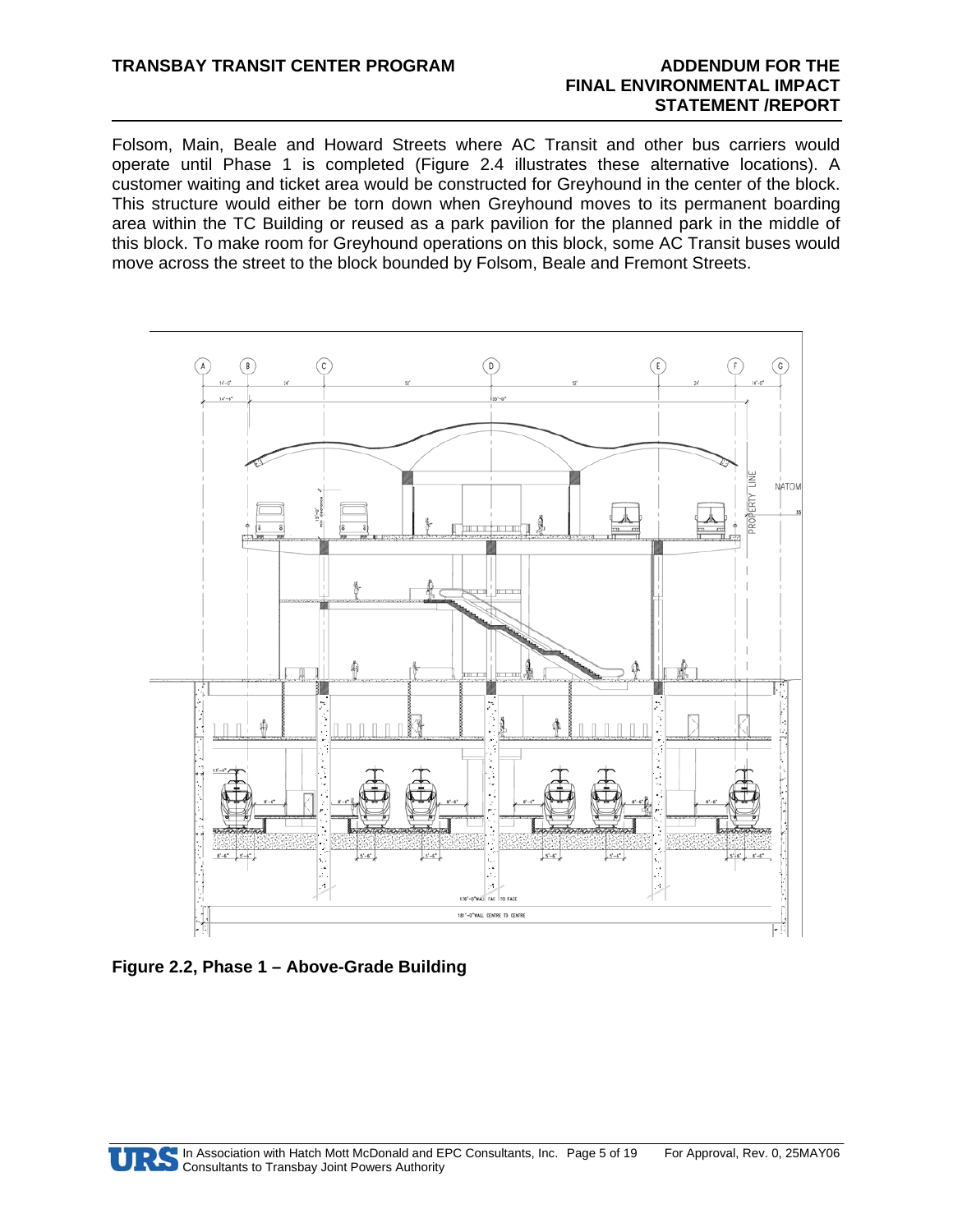Folsom, Main, Beale and Howard Streets where AC Transit and other bus carriers would operate until Phase 1 is completed (Figure 2.4 illustrates these alternative locations). A customer waiting and ticket area would be constructed for Greyhound in the center of the block. This structure would either be torn down when Greyhound moves to its permanent boarding area within the TC Building or reused as a park pavilion for the planned park in the middle of this block. To make room for Greyhound operations on this block, some AC Transit buses would move across the street to the block bounded by Folsom, Beale and Fremont Streets.

**Figure 2.2, Phase 1 – Above-Grade Building**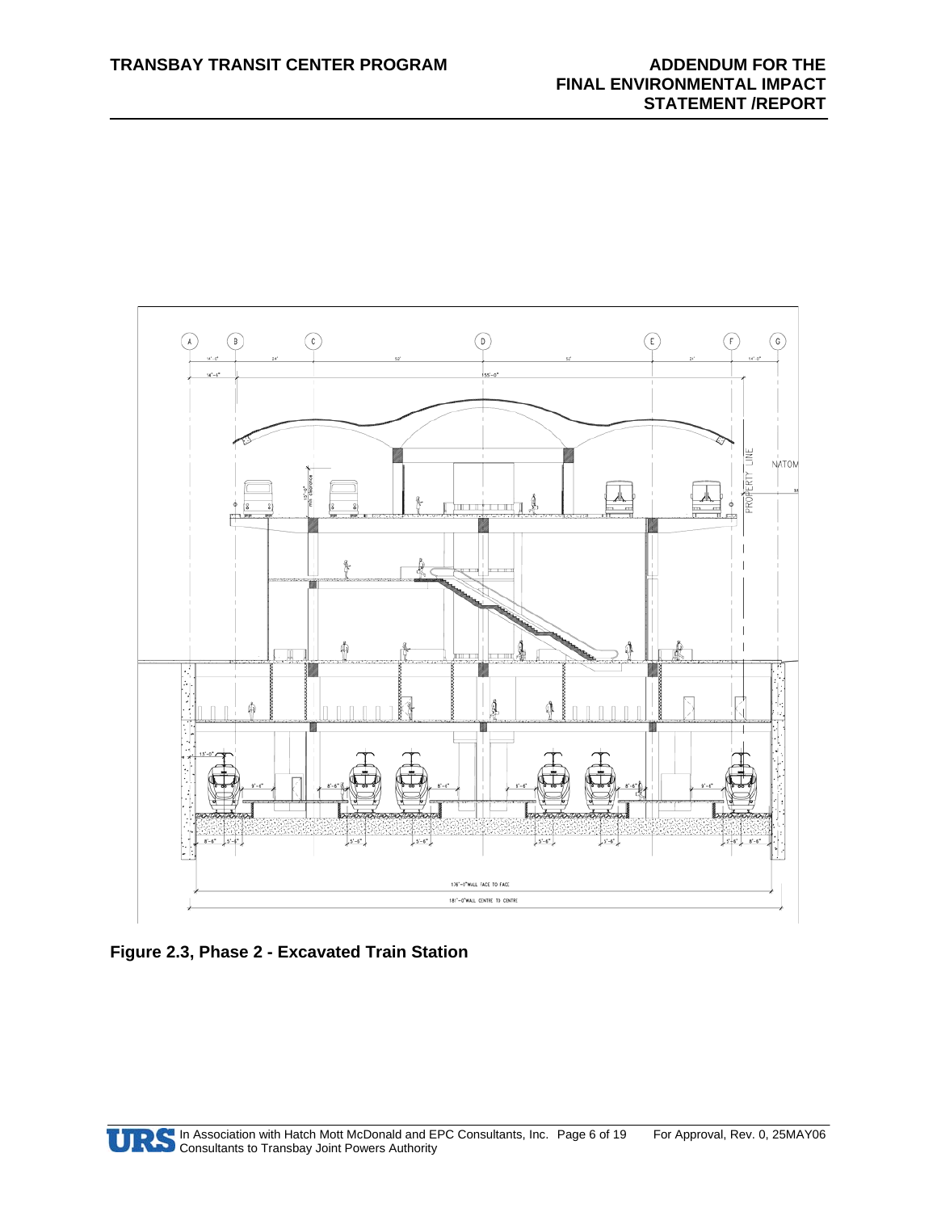**Figure 2.3, Phase 2 - Excavated Train Station**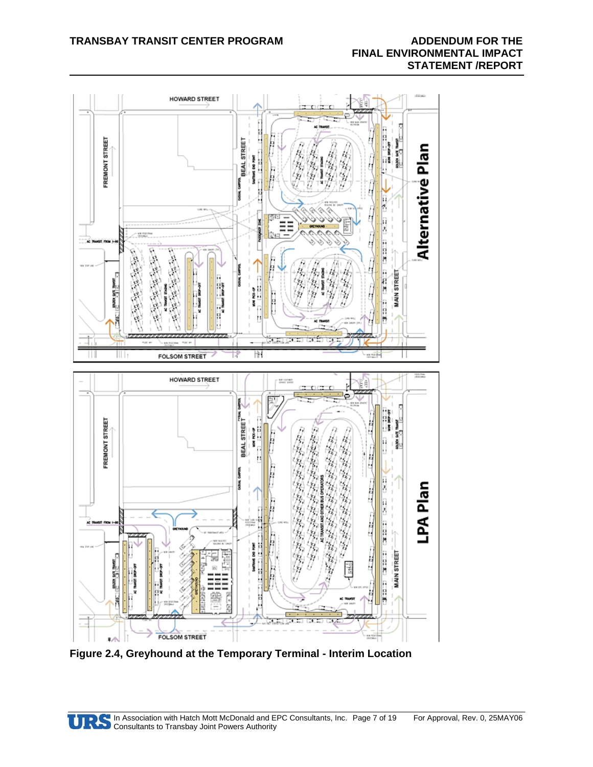**Figure 2.4, Greyhound at the Temporary Terminal - Interim Location**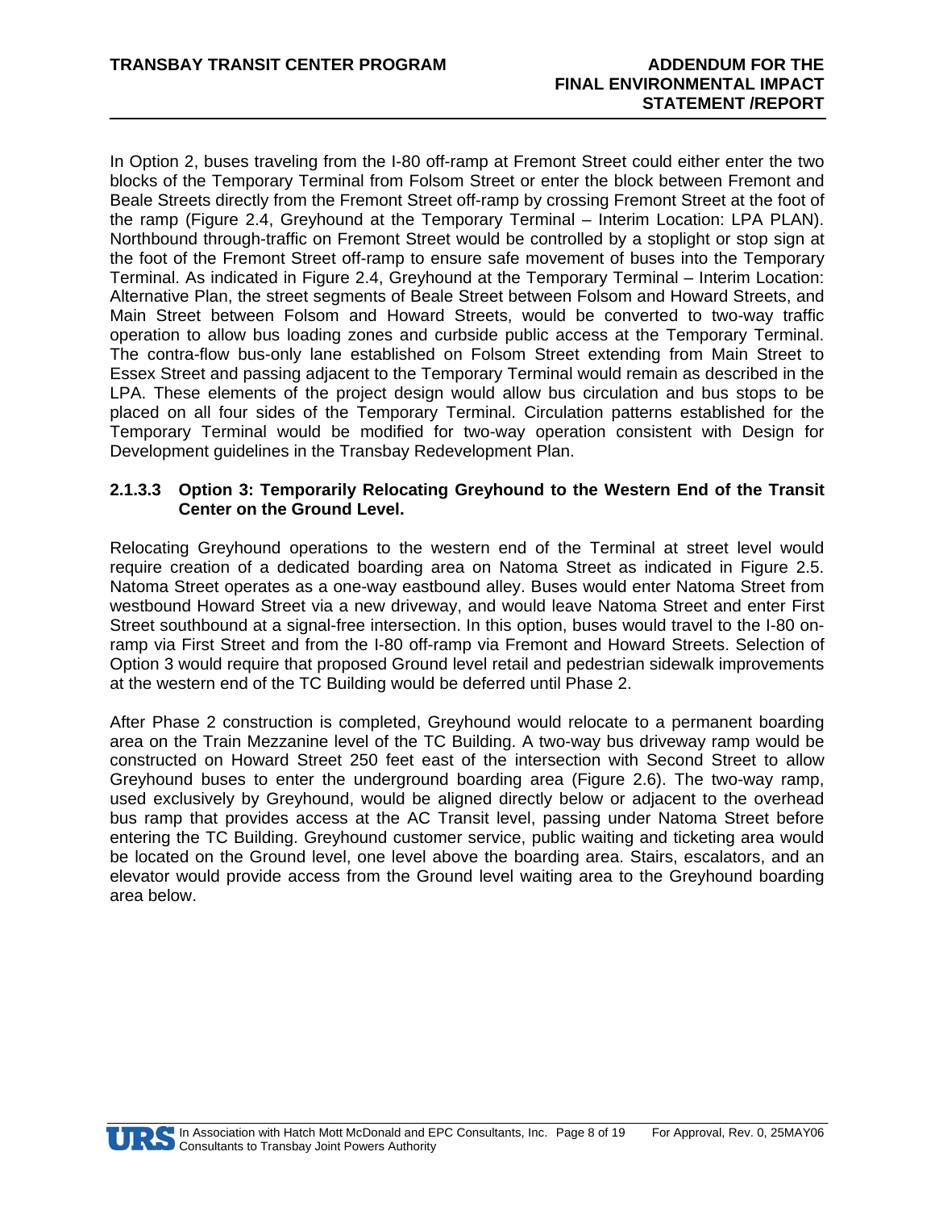In Option 2, buses traveling from the I-80 off-ramp at Fremont Street could either enter the two blocks of the Temporary Terminal from Folsom Street or enter the block between Fremont and Beale Streets directly from the Fremont Street off-ramp by crossing Fremont Street at the foot of the ramp (Figure 2.4, Greyhound at the Temporary Terminal – Interim Location: LPA PLAN). Northbound through-traffic on Fremont Street would be controlled by a stoplight or stop sign at the foot of the Fremont Street off-ramp to ensure safe movement of buses into the Temporary Terminal. As indicated in Figure 2.4, Greyhound at the Temporary Terminal – Interim Location: Alternative Plan, the street segments of Beale Street between Folsom and Howard Streets, and Main Street between Folsom and Howard Streets, would be converted to two-way traffic operation to allow bus loading zones and curbside public access at the Temporary Terminal. The contra-flow bus-only lane established on Folsom Street extending from Main Street to Essex Street and passing adjacent to the Temporary Terminal would remain as described in the LPA. These elements of the project design would allow bus circulation and bus stops to be placed on all four sides of the Temporary Terminal. Circulation patterns established for the Temporary Terminal would be modified for two-way operation consistent with Design for Development guidelines in the Transbay Redevelopment Plan.

#### 2.1.3.3 Option 3: Temporarily Relocating Greyhound to the Western End of the Transit Center on the Ground Level.

Relocating Greyhound operations to the western end of the Terminal at street level would require creation of a dedicated boarding area on Natoma Street as indicated in Figure 2.5. Natoma Street operates as a one-way eastbound alley. Buses would enter Natoma Street from westbound Howard Street via a new driveway, and would leave Natoma Street and enter First Street southbound at a signal-free intersection. In this option, buses would travel to the I-80 on-ramp via First Street and from the I-80 off-ramp via Fremont and Howard Streets. Selection of Option 3 would require that proposed Ground level retail and pedestrian sidewalk improvements at the western end of the TC Building would be deferred until Phase 2.

After Phase 2 construction is completed, Greyhound would relocate to a permanent boarding area on the Train Mezzanine level of the TC Building. A two-way bus driveway ramp would be constructed on Howard Street 250 feet east of the intersection with Second Street to allow Greyhound buses to enter the underground boarding area (Figure 2.6). The two-way ramp, used exclusively by Greyhound, would be aligned directly below or adjacent to the overhead bus ramp that provides access at the AC Transit level, passing under Natoma Street before entering the TC Building. Greyhound customer service, public waiting and ticketing area would be located on the Ground level, one level above the boarding area. Stairs, escalators, and an elevator would provide access from the Ground level waiting area to the Greyhound boarding area below.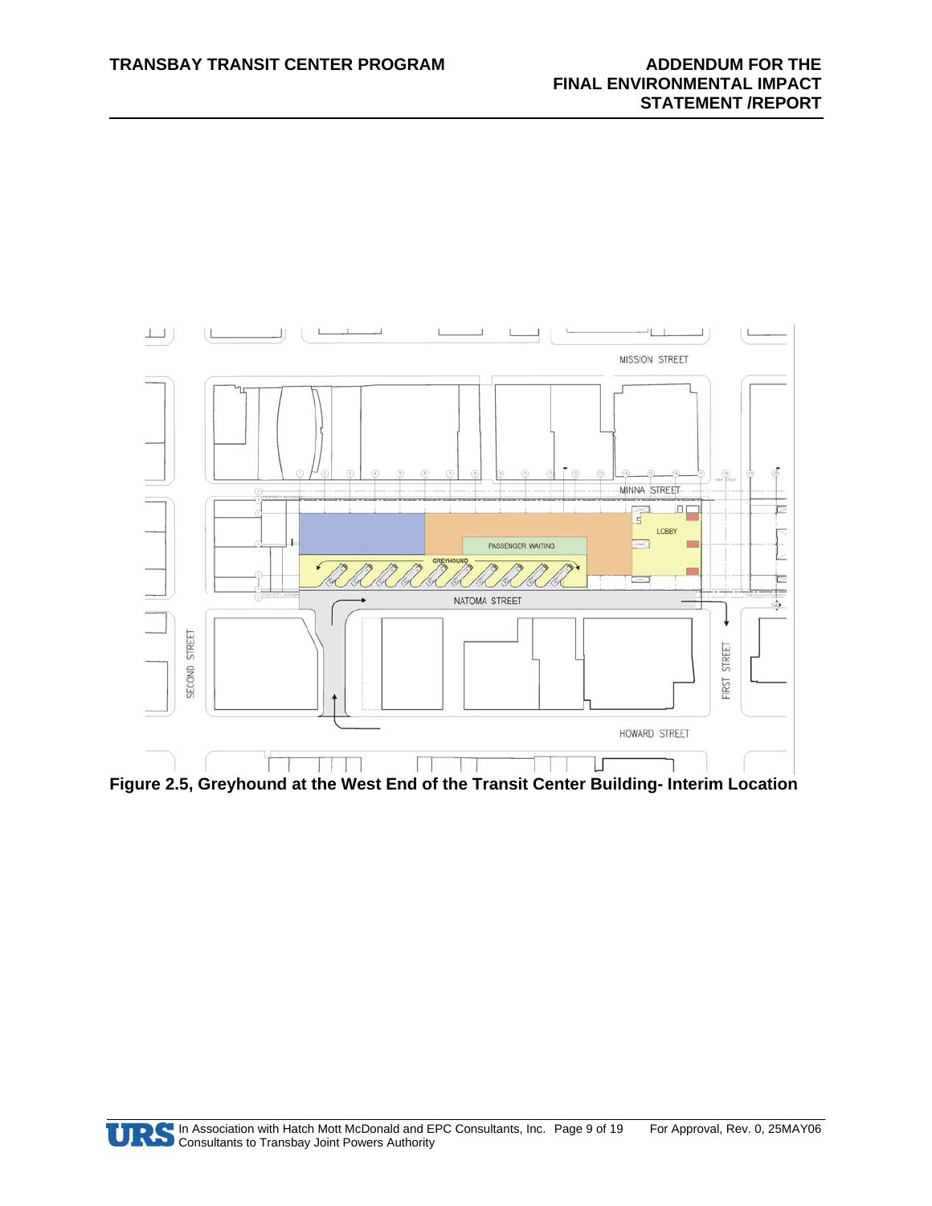Figure 2.5, Greyhound at the West End of the Transit Center Building- Interim Location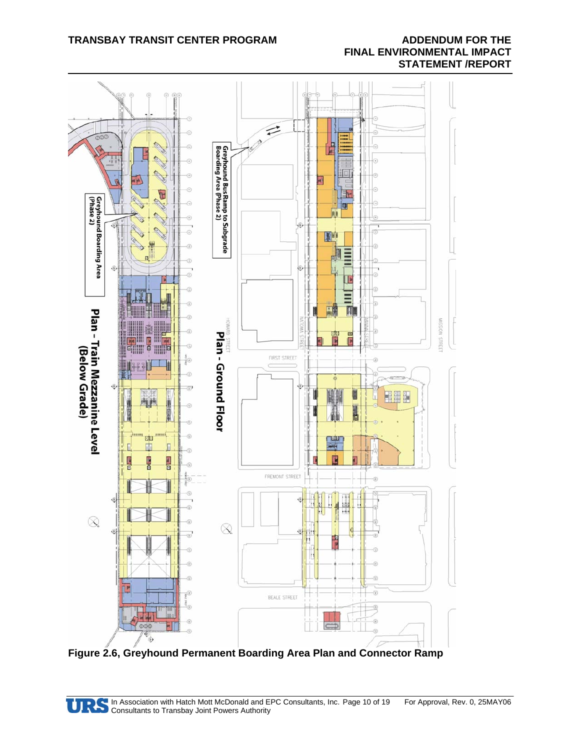Figure 2.6, Greyhound Permanent Boarding Area Plan and Connector Ramp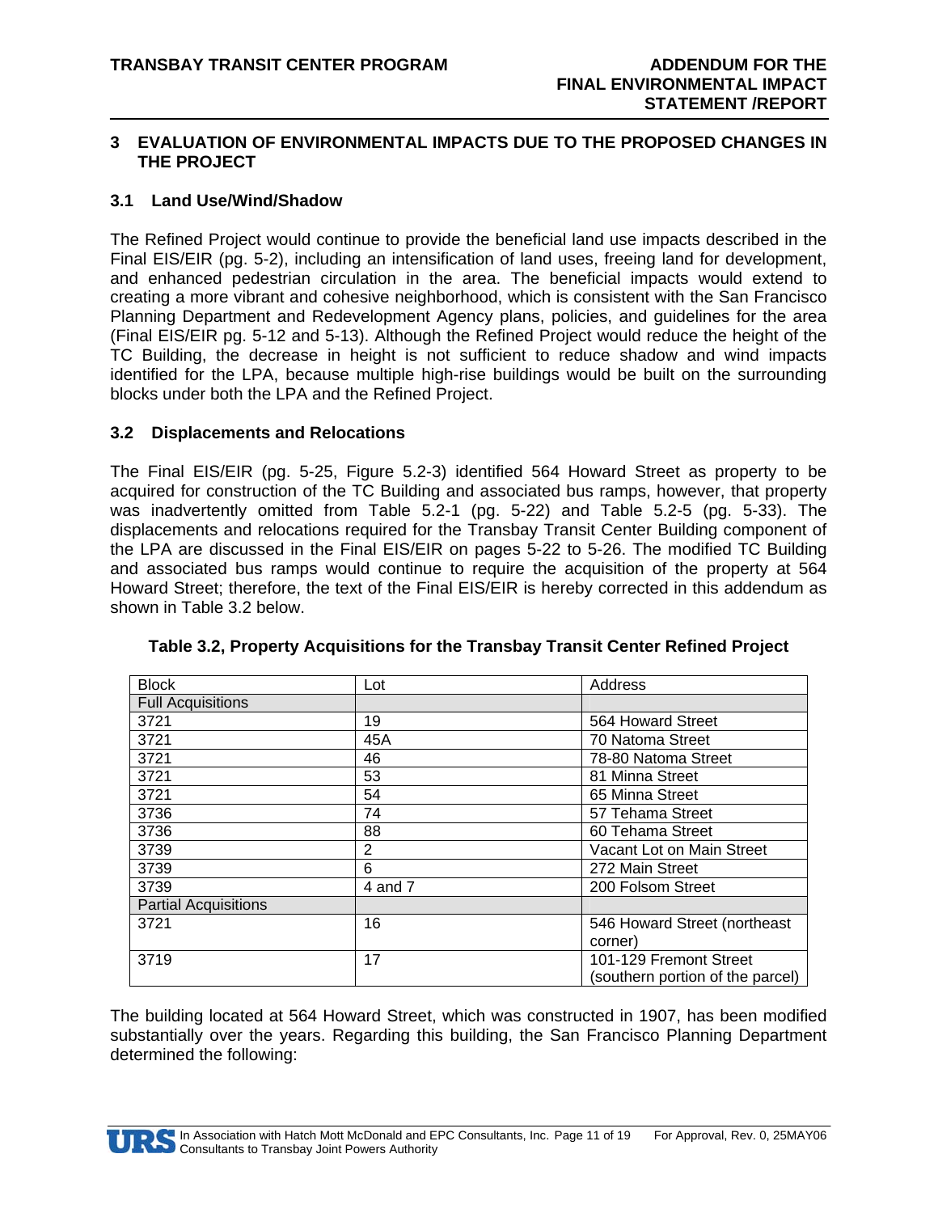## 3 EVALUATION OF ENVIRONMENTAL IMPACTS DUE TO THE PROPOSED CHANGES IN THE PROJECT

### 3.1 Land Use/Wind/Shadow

The Refined Project would continue to provide the beneficial land use impacts described in the Final EIS/EIR (pg. 5-2), including an intensification of land uses, freeing land for development, and enhanced pedestrian circulation in the area. The beneficial impacts would extend to creating a more vibrant and cohesive neighborhood, which is consistent with the San Francisco Planning Department and Redevelopment Agency plans, policies, and guidelines for the area (Final EIS/EIR pg. 5-12 and 5-13). Although the Refined Project would reduce the height of the TC Building, the decrease in height is not sufficient to reduce shadow and wind impacts identified for the LPA, because multiple high-rise buildings would be built on the surrounding blocks under both the LPA and the Refined Project.

### 3.2 Displacements and Relocations

The Final EIS/EIR (pg. 5-25, Figure 5.2-3) identified 564 Howard Street as property to be acquired for construction of the TC Building and associated bus ramps, however, that property was inadvertently omitted from Table 5.2-1 (pg. 5-22) and Table 5.2-5 (pg. 5-33). The displacements and relocations required for the Transbay Transit Center Building component of the LPA are discussed in the Final EIS/EIR on pages 5-22 to 5-26. The modified TC Building and associated bus ramps would continue to require the acquisition of the property at 564 Howard Street; therefore, the text of the Final EIS/EIR is hereby corrected in this addendum as shown in Table 3.2 below.

**Table 3.2, Property Acquisitions for the Transbay Transit Center Refined Project**

| Block | Lot | Address |
|---|---|---|
| Full Acquisitions | | |
| 3721 | 19 | 564 Howard Street |
| 3721 | 45A | 70 Natoma Street |
| 3721 | 46 | 78-80 Natoma Street |
| 3721 | 53 | 81 Minna Street |
| 3721 | 54 | 65 Minna Street |
| 3736 | 74 | 57 Tehama Street |
| 3736 | 88 | 60 Tehama Street |
| 3739 | 2 | Vacant Lot on Main Street |
| 3739 | 6 | 272 Main Street |
| 3739 | 4 and 7 | 200 Folsom Street |
| Partial Acquisitions | | |
| 3721 | 16 | 546 Howard Street (northeast corner) |
| 3719 | 17 | 101-129 Fremont Street (southern portion of the parcel) |

The building located at 564 Howard Street, which was constructed in 1907, has been modified substantially over the years. Regarding this building, the San Francisco Planning Department determined the following: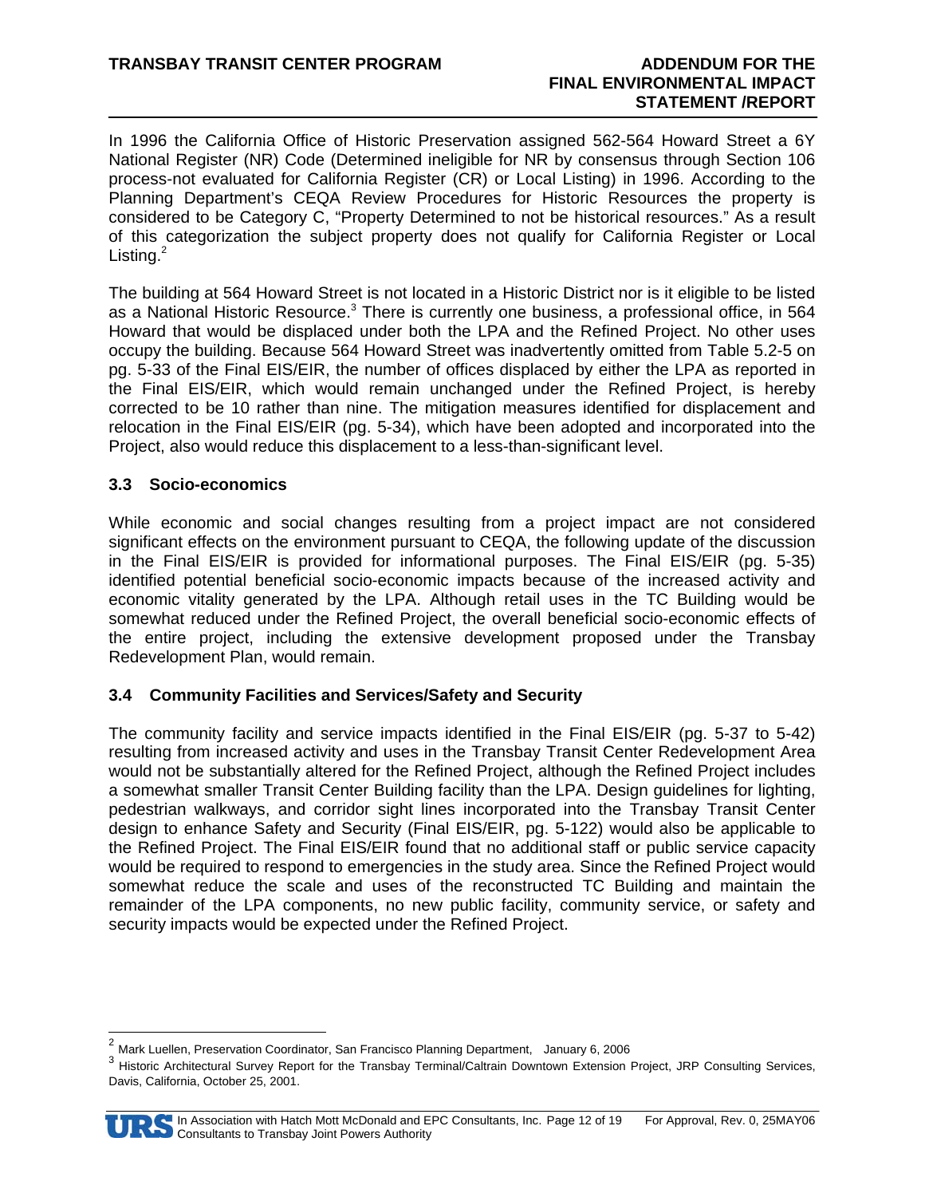In 1996 the California Office of Historic Preservation assigned 562-564 Howard Street a 6Y National Register (NR) Code (Determined ineligible for NR by consensus through Section 106 process-not evaluated for California Register (CR) or Local Listing) in 1996. According to the Planning Department's CEQA Review Procedures for Historic Resources the property is considered to be Category C, "Property Determined to not be historical resources." As a result of this categorization the subject property does not qualify for California Register or Local Listing.[2]

The building at 564 Howard Street is not located in a Historic District nor is it eligible to be listed as a National Historic Resource.[3] There is currently one business, a professional office, in 564 Howard that would be displaced under both the LPA and the Refined Project. No other uses occupy the building. Because 564 Howard Street was inadvertently omitted from Table 5.2-5 on pg. 5-33 of the Final EIS/EIR, the number of offices displaced by either the LPA as reported in the Final EIS/EIR, which would remain unchanged under the Refined Project, is hereby corrected to be 10 rather than nine. The mitigation measures identified for displacement and relocation in the Final EIS/EIR (pg. 5-34), which have been adopted and incorporated into the Project, also would reduce this displacement to a less-than-significant level.

### 3.3 Socio-economics

While economic and social changes resulting from a project impact are not considered significant effects on the environment pursuant to CEQA, the following update of the discussion in the Final EIS/EIR is provided for informational purposes. The Final EIS/EIR (pg. 5-35) identified potential beneficial socio-economic impacts because of the increased activity and economic vitality generated by the LPA. Although retail uses in the TC Building would be somewhat reduced under the Refined Project, the overall beneficial socio-economic effects of the entire project, including the extensive development proposed under the Transbay Redevelopment Plan, would remain.

### 3.4 Community Facilities and Services/Safety and Security

The community facility and service impacts identified in the Final EIS/EIR (pg. 5-37 to 5-42) resulting from increased activity and uses in the Transbay Transit Center Redevelopment Area would not be substantially altered for the Refined Project, although the Refined Project includes a somewhat smaller Transit Center Building facility than the LPA. Design guidelines for lighting, pedestrian walkways, and corridor sight lines incorporated into the Transbay Transit Center design to enhance Safety and Security (Final EIS/EIR, pg. 5-122) would also be applicable to the Refined Project. The Final EIS/EIR found that no additional staff or public service capacity would be required to respond to emergencies in the study area. Since the Refined Project would somewhat reduce the scale and uses of the reconstructed TC Building and maintain the remainder of the LPA components, no new public facility, community service, or safety and security impacts would be expected under the Refined Project.

---

[2] Mark Luellen, Preservation Coordinator, San Francisco Planning Department, January 6, 2006

[3] Historic Architectural Survey Report for the Transbay Terminal/Caltrain Downtown Extension Project, JRP Consulting Services, Davis, California, October 25, 2001.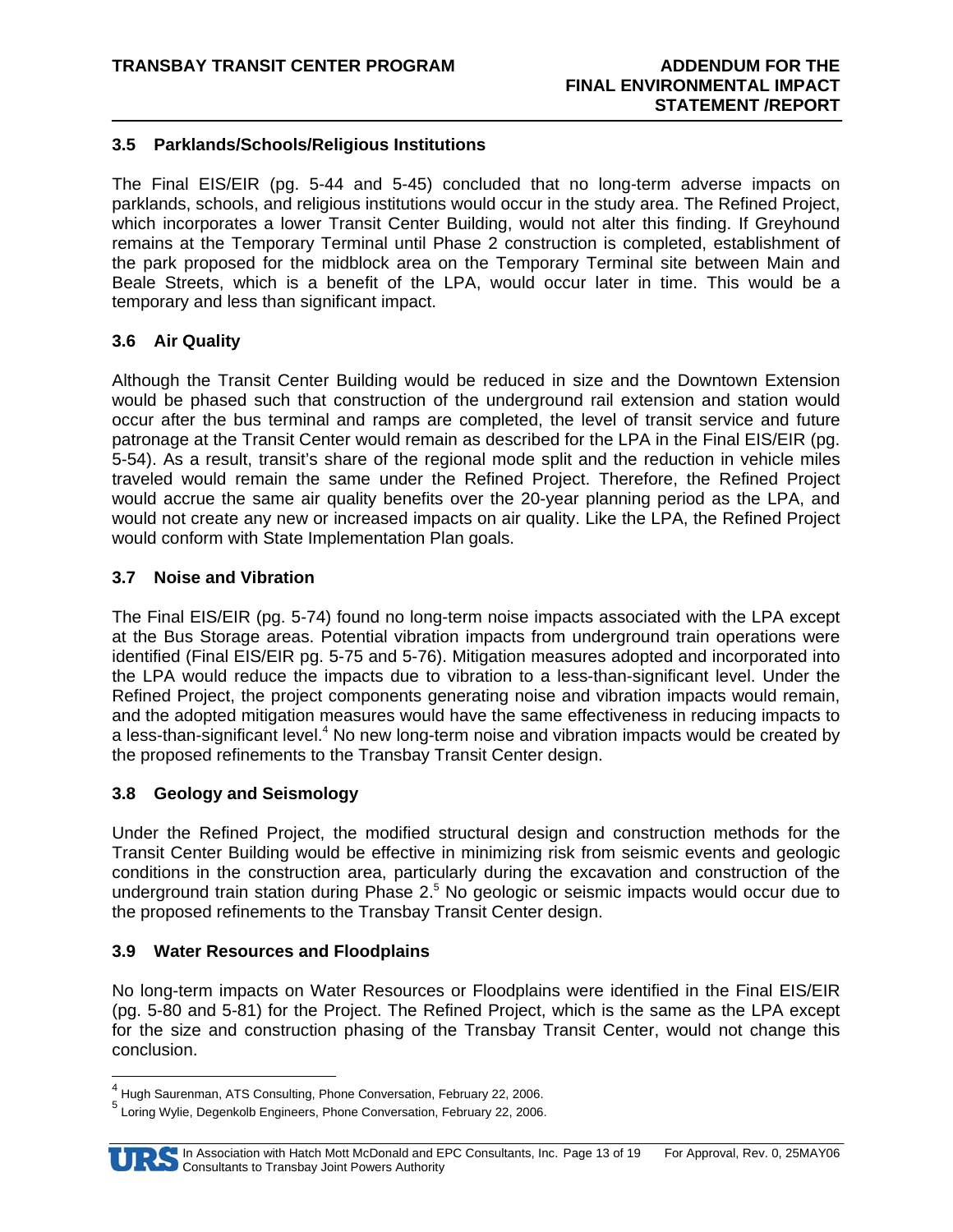### 3.5 Parklands/Schools/Religious Institutions

The Final EIS/EIR (pg. 5-44 and 5-45) concluded that no long-term adverse impacts on parklands, schools, and religious institutions would occur in the study area. The Refined Project, which incorporates a lower Transit Center Building, would not alter this finding. If Greyhound remains at the Temporary Terminal until Phase 2 construction is completed, establishment of the park proposed for the midblock area on the Temporary Terminal site between Main and Beale Streets, which is a benefit of the LPA, would occur later in time. This would be a temporary and less than significant impact.

### 3.6 Air Quality

Although the Transit Center Building would be reduced in size and the Downtown Extension would be phased such that construction of the underground rail extension and station would occur after the bus terminal and ramps are completed, the level of transit service and future patronage at the Transit Center would remain as described for the LPA in the Final EIS/EIR (pg. 5-54). As a result, transit's share of the regional mode split and the reduction in vehicle miles traveled would remain the same under the Refined Project. Therefore, the Refined Project would accrue the same air quality benefits over the 20-year planning period as the LPA, and would not create any new or increased impacts on air quality. Like the LPA, the Refined Project would conform with State Implementation Plan goals.

### 3.7 Noise and Vibration

The Final EIS/EIR (pg. 5-74) found no long-term noise impacts associated with the LPA except at the Bus Storage areas. Potential vibration impacts from underground train operations were identified (Final EIS/EIR pg. 5-75 and 5-76). Mitigation measures adopted and incorporated into the LPA would reduce the impacts due to vibration to a less-than-significant level. Under the Refined Project, the project components generating noise and vibration impacts would remain, and the adopted mitigation measures would have the same effectiveness in reducing impacts to a less-than-significant level.[4] No new long-term noise and vibration impacts would be created by the proposed refinements to the Transbay Transit Center design.

### 3.8 Geology and Seismology

Under the Refined Project, the modified structural design and construction methods for the Transit Center Building would be effective in minimizing risk from seismic events and geologic conditions in the construction area, particularly during the excavation and construction of the underground train station during Phase 2.[5] No geologic or seismic impacts would occur due to the proposed refinements to the Transbay Transit Center design.

### 3.9 Water Resources and Floodplains

No long-term impacts on Water Resources or Floodplains were identified in the Final EIS/EIR (pg. 5-80 and 5-81) for the Project. The Refined Project, which is the same as the LPA except for the size and construction phasing of the Transbay Transit Center, would not change this conclusion.

---

[4] Hugh Saurenman, ATS Consulting, Phone Conversation, February 22, 2006.

[5] Loring Wylie, Degenkolb Engineers, Phone Conversation, February 22, 2006.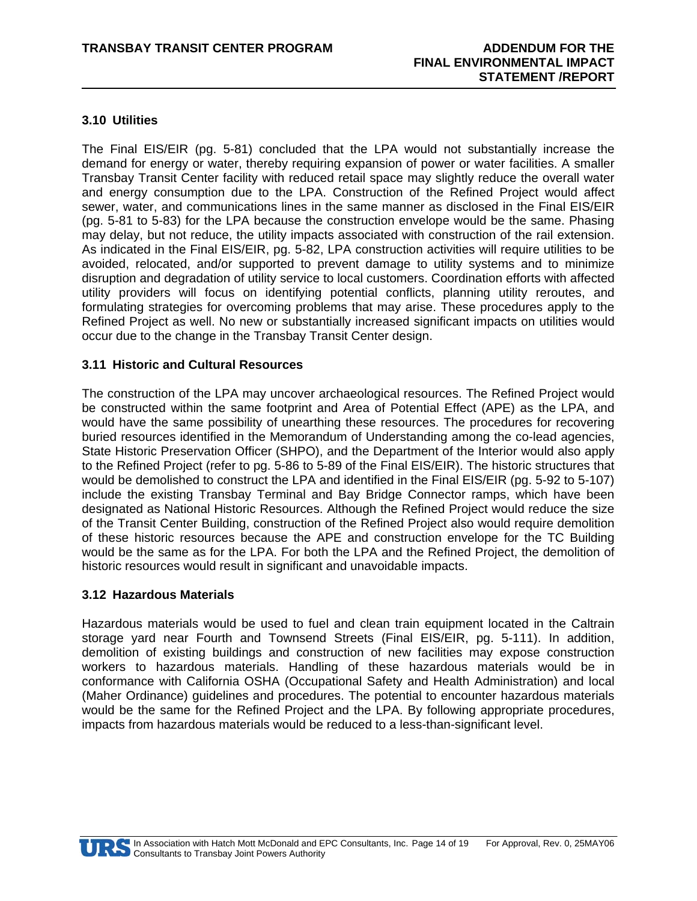### 3.10 Utilities

The Final EIS/EIR (pg. 5-81) concluded that the LPA would not substantially increase the demand for energy or water, thereby requiring expansion of power or water facilities. A smaller Transbay Transit Center facility with reduced retail space may slightly reduce the overall water and energy consumption due to the LPA. Construction of the Refined Project would affect sewer, water, and communications lines in the same manner as disclosed in the Final EIS/EIR (pg. 5-81 to 5-83) for the LPA because the construction envelope would be the same. Phasing may delay, but not reduce, the utility impacts associated with construction of the rail extension. As indicated in the Final EIS/EIR, pg. 5-82, LPA construction activities will require utilities to be avoided, relocated, and/or supported to prevent damage to utility systems and to minimize disruption and degradation of utility service to local customers. Coordination efforts with affected utility providers will focus on identifying potential conflicts, planning utility reroutes, and formulating strategies for overcoming problems that may arise. These procedures apply to the Refined Project as well. No new or substantially increased significant impacts on utilities would occur due to the change in the Transbay Transit Center design.

### 3.11 Historic and Cultural Resources

The construction of the LPA may uncover archaeological resources. The Refined Project would be constructed within the same footprint and Area of Potential Effect (APE) as the LPA, and would have the same possibility of unearthing these resources. The procedures for recovering buried resources identified in the Memorandum of Understanding among the co-lead agencies, State Historic Preservation Officer (SHPO), and the Department of the Interior would also apply to the Refined Project (refer to pg. 5-86 to 5-89 of the Final EIS/EIR). The historic structures that would be demolished to construct the LPA and identified in the Final EIS/EIR (pg. 5-92 to 5-107) include the existing Transbay Terminal and Bay Bridge Connector ramps, which have been designated as National Historic Resources. Although the Refined Project would reduce the size of the Transit Center Building, construction of the Refined Project also would require demolition of these historic resources because the APE and construction envelope for the TC Building would be the same as for the LPA. For both the LPA and the Refined Project, the demolition of historic resources would result in significant and unavoidable impacts.

### 3.12 Hazardous Materials

Hazardous materials would be used to fuel and clean train equipment located in the Caltrain storage yard near Fourth and Townsend Streets (Final EIS/EIR, pg. 5-111). In addition, demolition of existing buildings and construction of new facilities may expose construction workers to hazardous materials. Handling of these hazardous materials would be in conformance with California OSHA (Occupational Safety and Health Administration) and local (Maher Ordinance) guidelines and procedures. The potential to encounter hazardous materials would be the same for the Refined Project and the LPA. By following appropriate procedures, impacts from hazardous materials would be reduced to a less-than-significant level.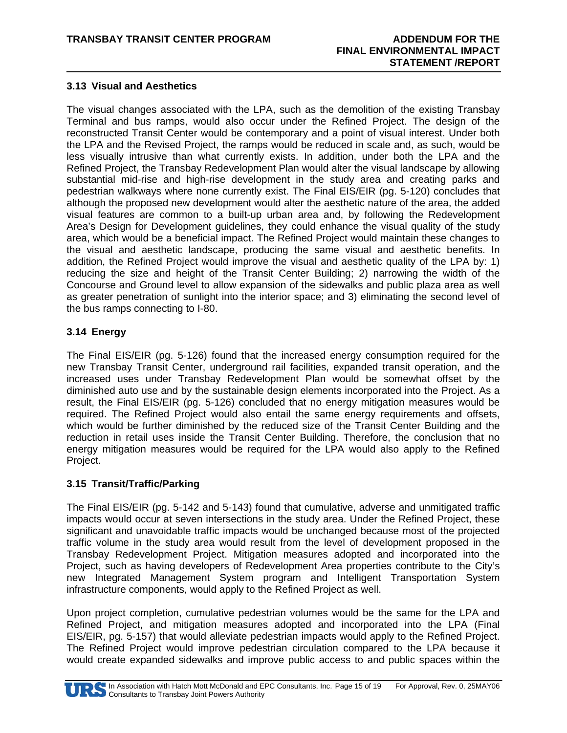### 3.13 Visual and Aesthetics

The visual changes associated with the LPA, such as the demolition of the existing Transbay Terminal and bus ramps, would also occur under the Refined Project. The design of the reconstructed Transit Center would be contemporary and a point of visual interest. Under both the LPA and the Revised Project, the ramps would be reduced in scale and, as such, would be less visually intrusive than what currently exists. In addition, under both the LPA and the Refined Project, the Transbay Redevelopment Plan would alter the visual landscape by allowing substantial mid-rise and high-rise development in the study area and creating parks and pedestrian walkways where none currently exist. The Final EIS/EIR (pg. 5-120) concludes that although the proposed new development would alter the aesthetic nature of the area, the added visual features are common to a built-up urban area and, by following the Redevelopment Area's Design for Development guidelines, they could enhance the visual quality of the study area, which would be a beneficial impact. The Refined Project would maintain these changes to the visual and aesthetic landscape, producing the same visual and aesthetic benefits. In addition, the Refined Project would improve the visual and aesthetic quality of the LPA by: 1) reducing the size and height of the Transit Center Building; 2) narrowing the width of the Concourse and Ground level to allow expansion of the sidewalks and public plaza area as well as greater penetration of sunlight into the interior space; and 3) eliminating the second level of the bus ramps connecting to I-80.

### 3.14 Energy

The Final EIS/EIR (pg. 5-126) found that the increased energy consumption required for the new Transbay Transit Center, underground rail facilities, expanded transit operation, and the increased uses under Transbay Redevelopment Plan would be somewhat offset by the diminished auto use and by the sustainable design elements incorporated into the Project. As a result, the Final EIS/EIR (pg. 5-126) concluded that no energy mitigation measures would be required. The Refined Project would also entail the same energy requirements and offsets, which would be further diminished by the reduced size of the Transit Center Building and the reduction in retail uses inside the Transit Center Building. Therefore, the conclusion that no energy mitigation measures would be required for the LPA would also apply to the Refined Project.

### 3.15 Transit/Traffic/Parking

The Final EIS/EIR (pg. 5-142 and 5-143) found that cumulative, adverse and unmitigated traffic impacts would occur at seven intersections in the study area. Under the Refined Project, these significant and unavoidable traffic impacts would be unchanged because most of the projected traffic volume in the study area would result from the level of development proposed in the Transbay Redevelopment Project. Mitigation measures adopted and incorporated into the Project, such as having developers of Redevelopment Area properties contribute to the City's new Integrated Management System program and Intelligent Transportation System infrastructure components, would apply to the Refined Project as well.

Upon project completion, cumulative pedestrian volumes would be the same for the LPA and Refined Project, and mitigation measures adopted and incorporated into the LPA (Final EIS/EIR, pg. 5-157) that would alleviate pedestrian impacts would apply to the Refined Project. The Refined Project would improve pedestrian circulation compared to the LPA because it would create expanded sidewalks and improve public access to and public spaces within the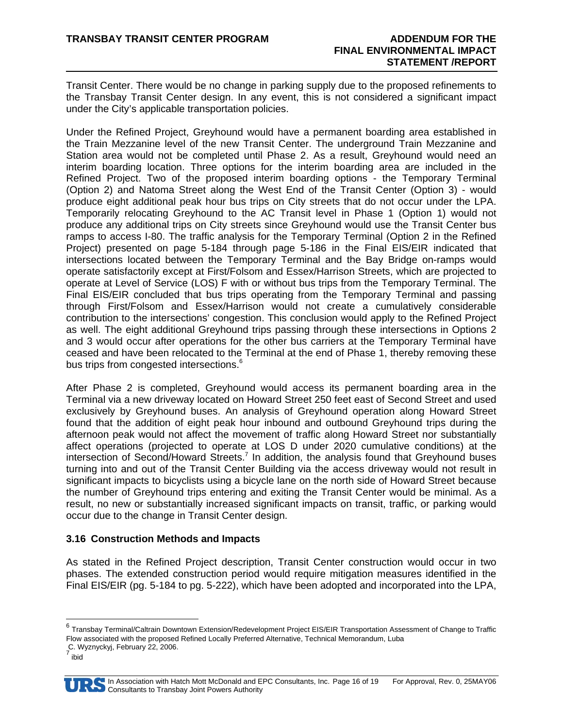Transit Center. There would be no change in parking supply due to the proposed refinements to the Transbay Transit Center design. In any event, this is not considered a significant impact under the City's applicable transportation policies.

Under the Refined Project, Greyhound would have a permanent boarding area established in the Train Mezzanine level of the new Transit Center. The underground Train Mezzanine and Station area would not be completed until Phase 2. As a result, Greyhound would need an interim boarding location. Three options for the interim boarding area are included in the Refined Project. Two of the proposed interim boarding options - the Temporary Terminal (Option 2) and Natoma Street along the West End of the Transit Center (Option 3) - would produce eight additional peak hour bus trips on City streets that do not occur under the LPA. Temporarily relocating Greyhound to the AC Transit level in Phase 1 (Option 1) would not produce any additional trips on City streets since Greyhound would use the Transit Center bus ramps to access I-80. The traffic analysis for the Temporary Terminal (Option 2 in the Refined Project) presented on page 5-184 through page 5-186 in the Final EIS/EIR indicated that intersections located between the Temporary Terminal and the Bay Bridge on-ramps would operate satisfactorily except at First/Folsom and Essex/Harrison Streets, which are projected to operate at Level of Service (LOS) F with or without bus trips from the Temporary Terminal. The Final EIS/EIR concluded that bus trips operating from the Temporary Terminal and passing through First/Folsom and Essex/Harrison would not create a cumulatively considerable contribution to the intersections' congestion. This conclusion would apply to the Refined Project as well. The eight additional Greyhound trips passing through these intersections in Options 2 and 3 would occur after operations for the other bus carriers at the Temporary Terminal have ceased and have been relocated to the Terminal at the end of Phase 1, thereby removing these bus trips from congested intersections.[6]

After Phase 2 is completed, Greyhound would access its permanent boarding area in the Terminal via a new driveway located on Howard Street 250 feet east of Second Street and used exclusively by Greyhound buses. An analysis of Greyhound operation along Howard Street found that the addition of eight peak hour inbound and outbound Greyhound trips during the afternoon peak would not affect the movement of traffic along Howard Street nor substantially affect operations (projected to operate at LOS D under 2020 cumulative conditions) at the intersection of Second/Howard Streets.[7] In addition, the analysis found that Greyhound buses turning into and out of the Transit Center Building via the access driveway would not result in significant impacts to bicyclists using a bicycle lane on the north side of Howard Street because the number of Greyhound trips entering and exiting the Transit Center would be minimal. As a result, no new or substantially increased significant impacts on transit, traffic, or parking would occur due to the change in Transit Center design.

### 3.16 Construction Methods and Impacts

As stated in the Refined Project description, Transit Center construction would occur in two phases. The extended construction period would require mitigation measures identified in the Final EIS/EIR (pg. 5-184 to pg. 5-222), which have been adopted and incorporated into the LPA,

---

[6] Transbay Terminal/Caltrain Downtown Extension/Redevelopment Project EIS/EIR Transportation Assessment of Change to Traffic Flow associated with the proposed Refined Locally Preferred Alternative, Technical Memorandum, Luba C. Wyznyckyj, February 22, 2006.

[7] ibid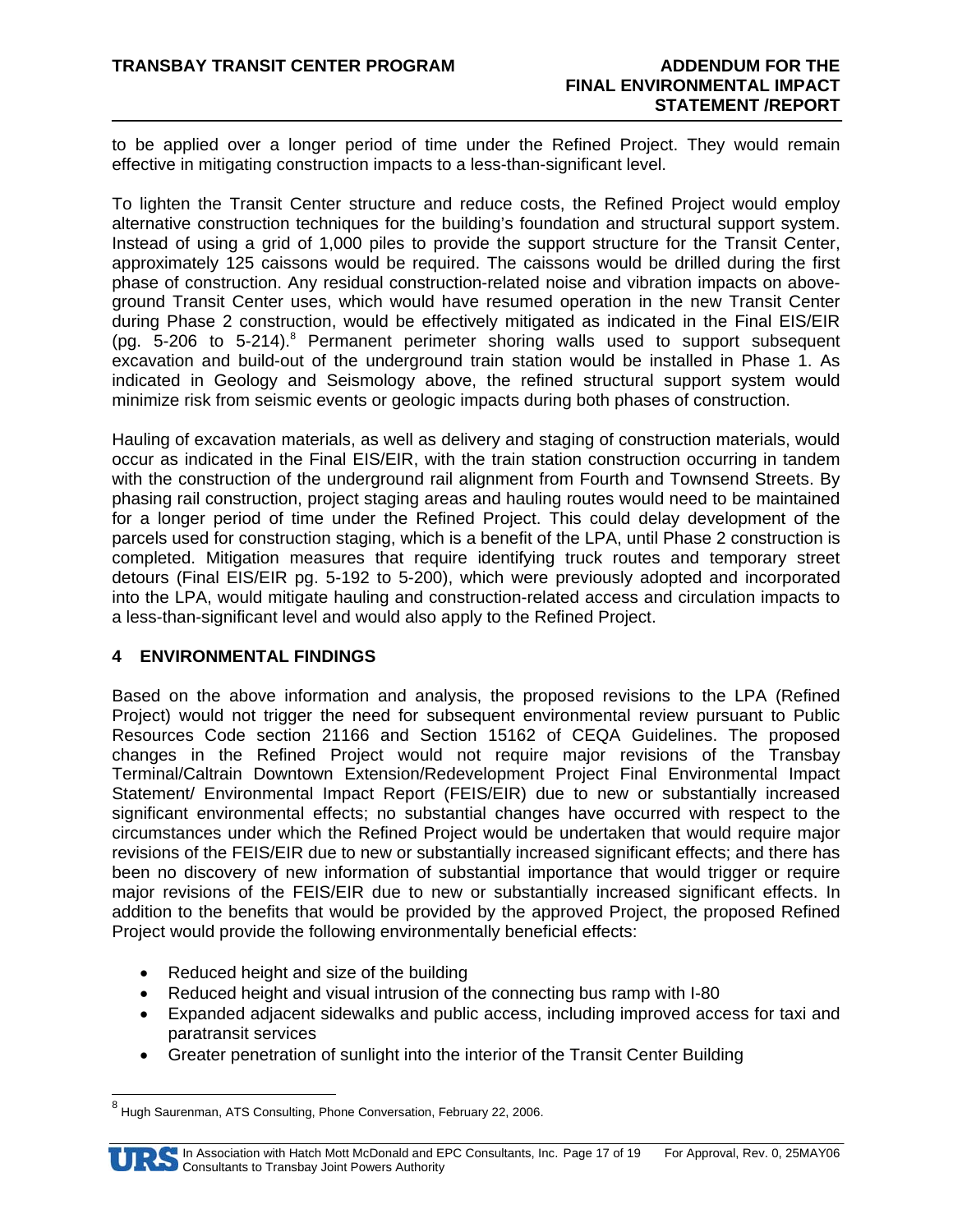to be applied over a longer period of time under the Refined Project. They would remain effective in mitigating construction impacts to a less-than-significant level.

To lighten the Transit Center structure and reduce costs, the Refined Project would employ alternative construction techniques for the building's foundation and structural support system. Instead of using a grid of 1,000 piles to provide the support structure for the Transit Center, approximately 125 caissons would be required. The caissons would be drilled during the first phase of construction. Any residual construction-related noise and vibration impacts on above-ground Transit Center uses, which would have resumed operation in the new Transit Center during Phase 2 construction, would be effectively mitigated as indicated in the Final EIS/EIR (pg. 5-206 to 5-214).[8] Permanent perimeter shoring walls used to support subsequent excavation and build-out of the underground train station would be installed in Phase 1. As indicated in Geology and Seismology above, the refined structural support system would minimize risk from seismic events or geologic impacts during both phases of construction.

Hauling of excavation materials, as well as delivery and staging of construction materials, would occur as indicated in the Final EIS/EIR, with the train station construction occurring in tandem with the construction of the underground rail alignment from Fourth and Townsend Streets. By phasing rail construction, project staging areas and hauling routes would need to be maintained for a longer period of time under the Refined Project. This could delay development of the parcels used for construction staging, which is a benefit of the LPA, until Phase 2 construction is completed. Mitigation measures that require identifying truck routes and temporary street detours (Final EIS/EIR pg. 5-192 to 5-200), which were previously adopted and incorporated into the LPA, would mitigate hauling and construction-related access and circulation impacts to a less-than-significant level and would also apply to the Refined Project.

## 4 ENVIRONMENTAL FINDINGS

Based on the above information and analysis, the proposed revisions to the LPA (Refined Project) would not trigger the need for subsequent environmental review pursuant to Public Resources Code section 21166 and Section 15162 of CEQA Guidelines. The proposed changes in the Refined Project would not require major revisions of the Transbay Terminal/Caltrain Downtown Extension/Redevelopment Project Final Environmental Impact Statement/ Environmental Impact Report (FEIS/EIR) due to new or substantially increased significant environmental effects; no substantial changes have occurred with respect to the circumstances under which the Refined Project would be undertaken that would require major revisions of the FEIS/EIR due to new or substantially increased significant effects; and there has been no discovery of new information of substantial importance that would trigger or require major revisions of the FEIS/EIR due to new or substantially increased significant effects. In addition to the benefits that would be provided by the approved Project, the proposed Refined Project would provide the following environmentally beneficial effects:

- Reduced height and size of the building
- Reduced height and visual intrusion of the connecting bus ramp with I-80
- Expanded adjacent sidewalks and public access, including improved access for taxi and paratransit services
- Greater penetration of sunlight into the interior of the Transit Center Building

[8] Hugh Saurenman, ATS Consulting, Phone Conversation, February 22, 2006.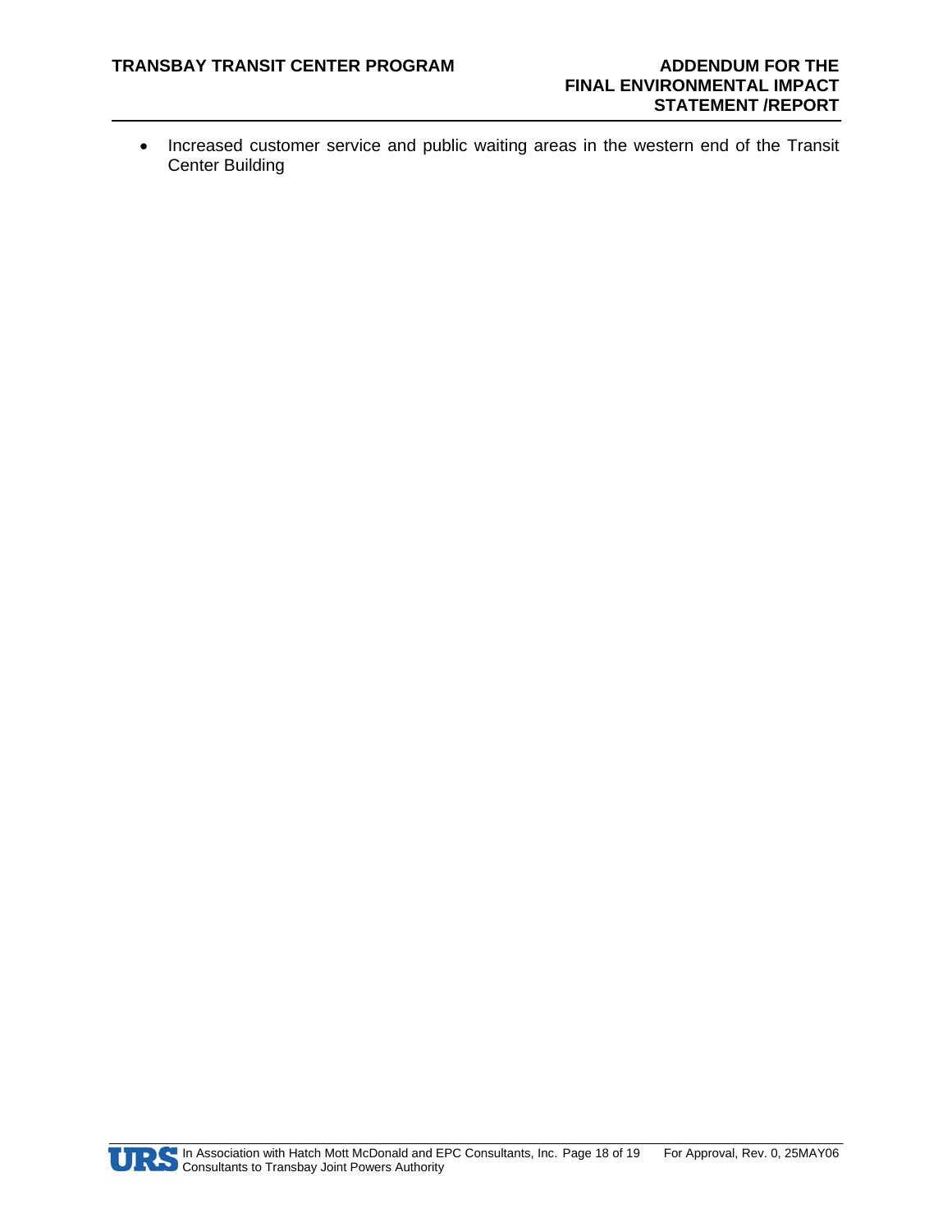- Increased customer service and public waiting areas in the western end of the Transit Center Building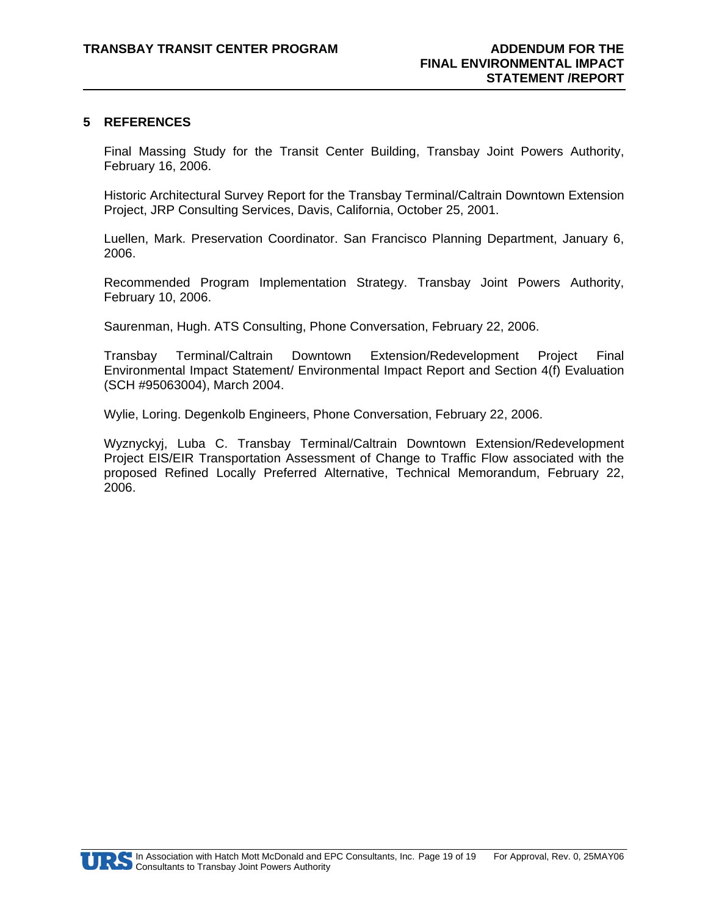## 5 REFERENCES

Final Massing Study for the Transit Center Building, Transbay Joint Powers Authority, February 16, 2006.

Historic Architectural Survey Report for the Transbay Terminal/Caltrain Downtown Extension Project, JRP Consulting Services, Davis, California, October 25, 2001.

Luellen, Mark. Preservation Coordinator. San Francisco Planning Department, January 6, 2006.

Recommended Program Implementation Strategy. Transbay Joint Powers Authority, February 10, 2006.

Saurenman, Hugh. ATS Consulting, Phone Conversation, February 22, 2006.

Transbay Terminal/Caltrain Downtown Extension/Redevelopment Project Final Environmental Impact Statement/ Environmental Impact Report and Section 4(f) Evaluation (SCH #95063004), March 2004.

Wylie, Loring. Degenkolb Engineers, Phone Conversation, February 22, 2006.

Wyznyckyj, Luba C. Transbay Terminal/Caltrain Downtown Extension/Redevelopment Project EIS/EIR Transportation Assessment of Change to Traffic Flow associated with the proposed Refined Locally Preferred Alternative, Technical Memorandum, February 22, 2006.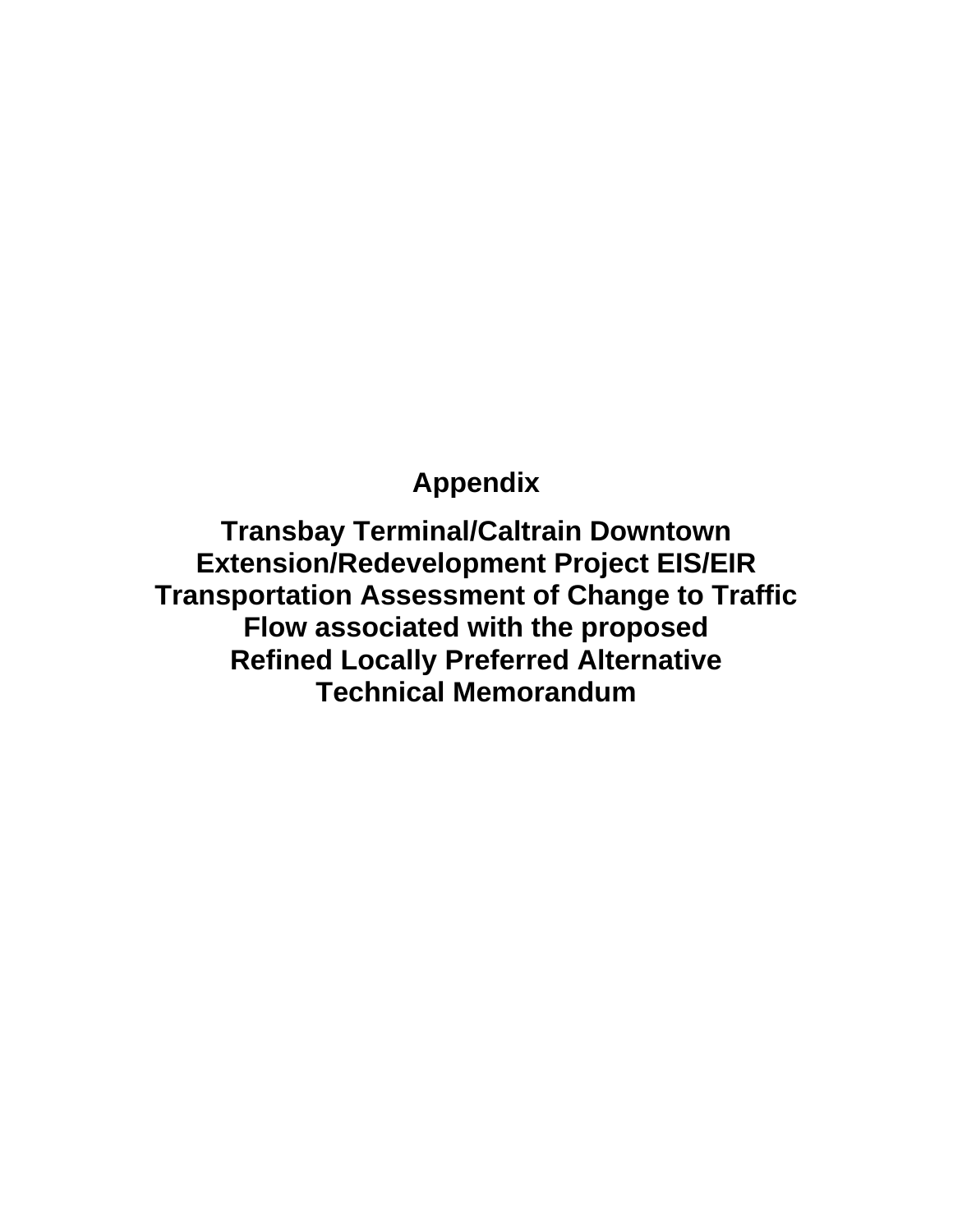# Appendix

## Transbay Terminal/Caltrain Downtown Extension/Redevelopment Project EIS/EIR Transportation Assessment of Change to Traffic Flow associated with the proposed Refined Locally Preferred Alternative Technical Memorandum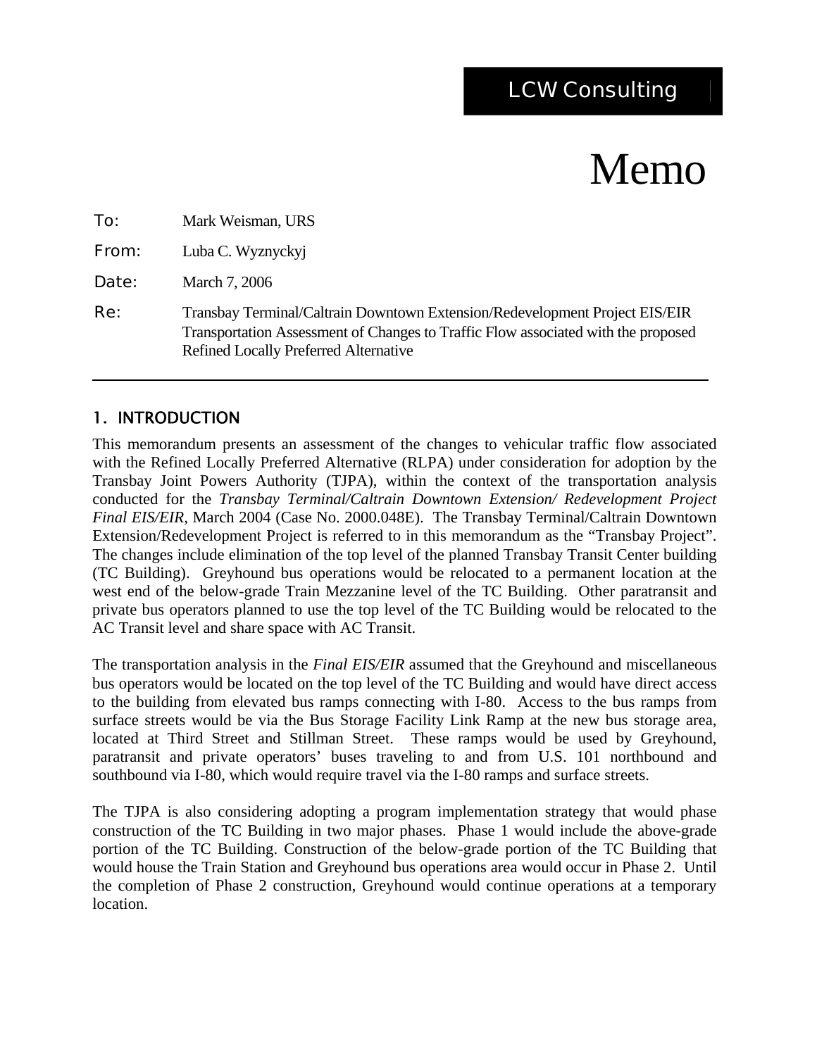LCW Consulting

# Memo

**To:** Mark Weisman, URS

**From:** Luba C. Wyznyckyj

**Date:** March 7, 2006

**Re:** Transbay Terminal/Caltrain Downtown Extension/Redevelopment Project EIS/EIR Transportation Assessment of Changes to Traffic Flow associated with the proposed Refined Locally Preferred Alternative

---

## 1. INTRODUCTION

This memorandum presents an assessment of the changes to vehicular traffic flow associated with the Refined Locally Preferred Alternative (RLPA) under consideration for adoption by the Transbay Joint Powers Authority (TJPA), within the context of the transportation analysis conducted for the *Transbay Terminal/Caltrain Downtown Extension/ Redevelopment Project Final EIS/EIR*, March 2004 (Case No. 2000.048E). The Transbay Terminal/Caltrain Downtown Extension/Redevelopment Project is referred to in this memorandum as the "Transbay Project". The changes include elimination of the top level of the planned Transbay Transit Center building (TC Building). Greyhound bus operations would be relocated to a permanent location at the west end of the below-grade Train Mezzanine level of the TC Building. Other paratransit and private bus operators planned to use the top level of the TC Building would be relocated to the AC Transit level and share space with AC Transit.

The transportation analysis in the *Final EIS/EIR* assumed that the Greyhound and miscellaneous bus operators would be located on the top level of the TC Building and would have direct access to the building from elevated bus ramps connecting with I-80. Access to the bus ramps from surface streets would be via the Bus Storage Facility Link Ramp at the new bus storage area, located at Third Street and Stillman Street. These ramps would be used by Greyhound, paratransit and private operators' buses traveling to and from U.S. 101 northbound and southbound via I-80, which would require travel via the I-80 ramps and surface streets.

The TJPA is also considering adopting a program implementation strategy that would phase construction of the TC Building in two major phases. Phase 1 would include the above-grade portion of the TC Building. Construction of the below-grade portion of the TC Building that would house the Train Station and Greyhound bus operations area would occur in Phase 2. Until the completion of Phase 2 construction, Greyhound would continue operations at a temporary location.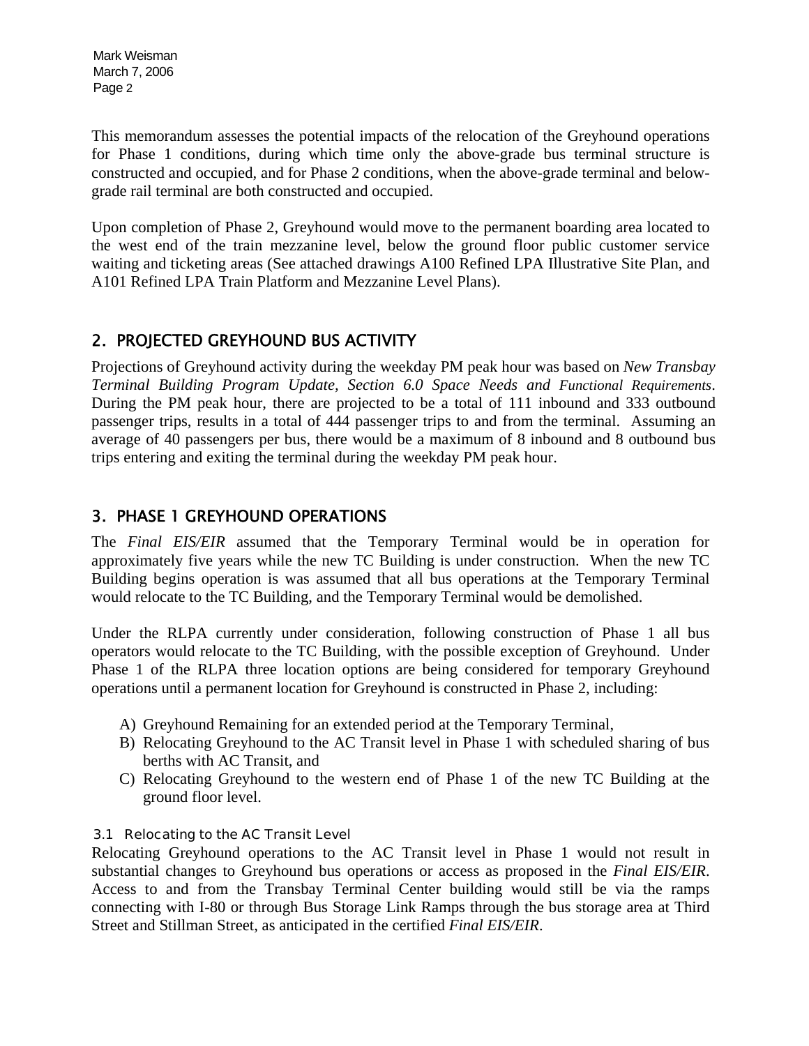This memorandum assesses the potential impacts of the relocation of the Greyhound operations for Phase 1 conditions, during which time only the above-grade bus terminal structure is constructed and occupied, and for Phase 2 conditions, when the above-grade terminal and below-grade rail terminal are both constructed and occupied.

Upon completion of Phase 2, Greyhound would move to the permanent boarding area located to the west end of the train mezzanine level, below the ground floor public customer service waiting and ticketing areas (See attached drawings A100 Refined LPA Illustrative Site Plan, and A101 Refined LPA Train Platform and Mezzanine Level Plans).

## 2. PROJECTED GREYHOUND BUS ACTIVITY

Projections of Greyhound activity during the weekday PM peak hour was based on *New Transbay Terminal Building Program Update, Section 6.0 Space Needs and Functional Requirements*. During the PM peak hour, there are projected to be a total of 111 inbound and 333 outbound passenger trips, results in a total of 444 passenger trips to and from the terminal. Assuming an average of 40 passengers per bus, there would be a maximum of 8 inbound and 8 outbound bus trips entering and exiting the terminal during the weekday PM peak hour.

## 3. PHASE 1 GREYHOUND OPERATIONS

The *Final EIS/EIR* assumed that the Temporary Terminal would be in operation for approximately five years while the new TC Building is under construction. When the new TC Building begins operation is was assumed that all bus operations at the Temporary Terminal would relocate to the TC Building, and the Temporary Terminal would be demolished.

Under the RLPA currently under consideration, following construction of Phase 1 all bus operators would relocate to the TC Building, with the possible exception of Greyhound. Under Phase 1 of the RLPA three location options are being considered for temporary Greyhound operations until a permanent location for Greyhound is constructed in Phase 2, including:

A) Greyhound Remaining for an extended period at the Temporary Terminal,
B) Relocating Greyhound to the AC Transit level in Phase 1 with scheduled sharing of bus berths with AC Transit, and
C) Relocating Greyhound to the western end of Phase 1 of the new TC Building at the ground floor level.

### 3.1 Relocating to the AC Transit Level

Relocating Greyhound operations to the AC Transit level in Phase 1 would not result in substantial changes to Greyhound bus operations or access as proposed in the *Final EIS/EIR*. Access to and from the Transbay Terminal Center building would still be via the ramps connecting with I-80 or through Bus Storage Link Ramps through the bus storage area at Third Street and Stillman Street, as anticipated in the certified *Final EIS/EIR*.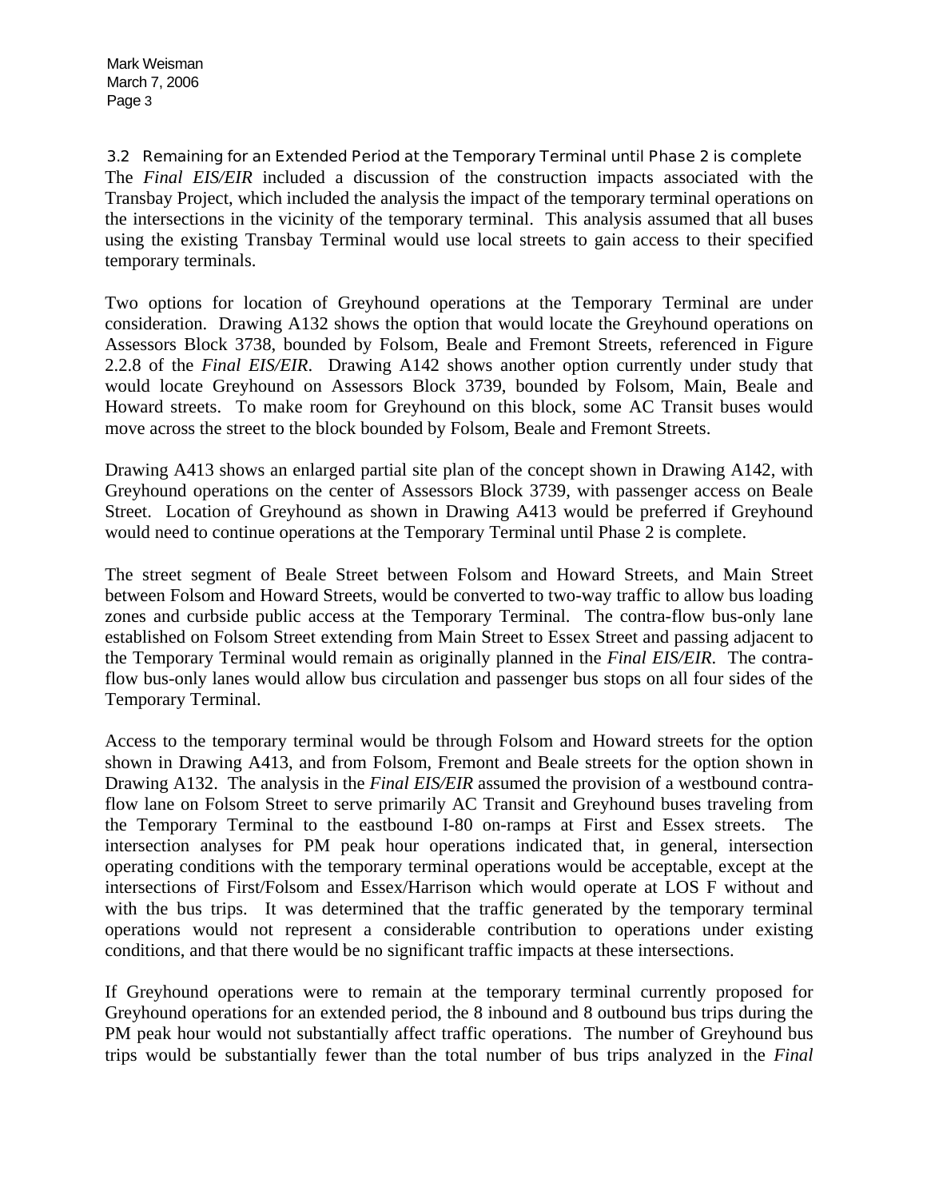### 3.2 Remaining for an Extended Period at the Temporary Terminal until Phase 2 is complete

The *Final EIS/EIR* included a discussion of the construction impacts associated with the Transbay Project, which included the analysis the impact of the temporary terminal operations on the intersections in the vicinity of the temporary terminal. This analysis assumed that all buses using the existing Transbay Terminal would use local streets to gain access to their specified temporary terminals.

Two options for location of Greyhound operations at the Temporary Terminal are under consideration. Drawing A132 shows the option that would locate the Greyhound operations on Assessors Block 3738, bounded by Folsom, Beale and Fremont Streets, referenced in Figure 2.2.8 of the *Final EIS/EIR*. Drawing A142 shows another option currently under study that would locate Greyhound on Assessors Block 3739, bounded by Folsom, Main, Beale and Howard streets. To make room for Greyhound on this block, some AC Transit buses would move across the street to the block bounded by Folsom, Beale and Fremont Streets.

Drawing A413 shows an enlarged partial site plan of the concept shown in Drawing A142, with Greyhound operations on the center of Assessors Block 3739, with passenger access on Beale Street. Location of Greyhound as shown in Drawing A413 would be preferred if Greyhound would need to continue operations at the Temporary Terminal until Phase 2 is complete.

The street segment of Beale Street between Folsom and Howard Streets, and Main Street between Folsom and Howard Streets, would be converted to two-way traffic to allow bus loading zones and curbside public access at the Temporary Terminal. The contra-flow bus-only lane established on Folsom Street extending from Main Street to Essex Street and passing adjacent to the Temporary Terminal would remain as originally planned in the *Final EIS/EIR*. The contra-flow bus-only lanes would allow bus circulation and passenger bus stops on all four sides of the Temporary Terminal.

Access to the temporary terminal would be through Folsom and Howard streets for the option shown in Drawing A413, and from Folsom, Fremont and Beale streets for the option shown in Drawing A132. The analysis in the *Final EIS/EIR* assumed the provision of a westbound contra-flow lane on Folsom Street to serve primarily AC Transit and Greyhound buses traveling from the Temporary Terminal to the eastbound I-80 on-ramps at First and Essex streets. The intersection analyses for PM peak hour operations indicated that, in general, intersection operating conditions with the temporary terminal operations would be acceptable, except at the intersections of First/Folsom and Essex/Harrison which would operate at LOS F without and with the bus trips. It was determined that the traffic generated by the temporary terminal operations would not represent a considerable contribution to operations under existing conditions, and that there would be no significant traffic impacts at these intersections.

If Greyhound operations were to remain at the temporary terminal currently proposed for Greyhound operations for an extended period, the 8 inbound and 8 outbound bus trips during the PM peak hour would not substantially affect traffic operations. The number of Greyhound bus trips would be substantially fewer than the total number of bus trips analyzed in the *Final*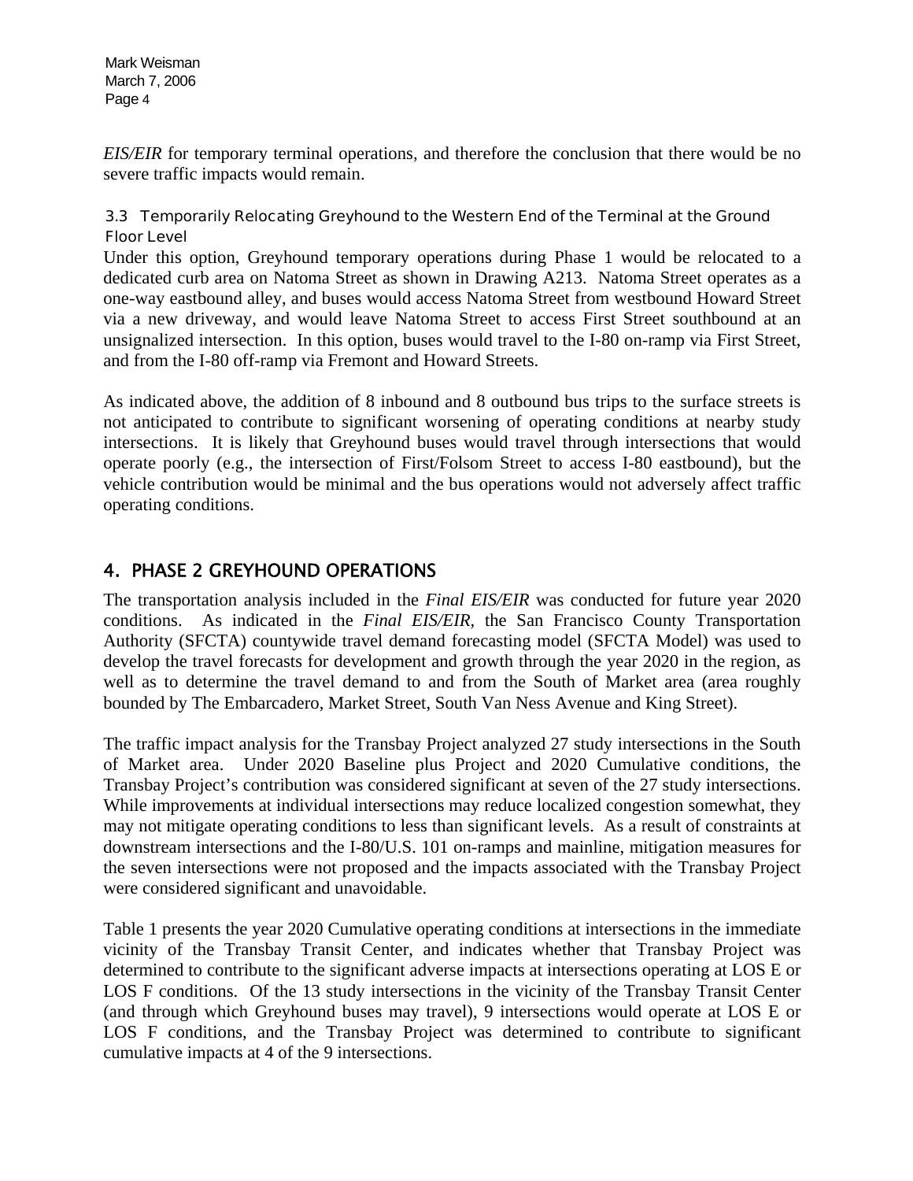*EIS/EIR* for temporary terminal operations, and therefore the conclusion that there would be no severe traffic impacts would remain.

### 3.3 Temporarily Relocating Greyhound to the Western End of the Terminal at the Ground Floor Level

Under this option, Greyhound temporary operations during Phase 1 would be relocated to a dedicated curb area on Natoma Street as shown in Drawing A213. Natoma Street operates as a one-way eastbound alley, and buses would access Natoma Street from westbound Howard Street via a new driveway, and would leave Natoma Street to access First Street southbound at an unsignalized intersection. In this option, buses would travel to the I-80 on-ramp via First Street, and from the I-80 off-ramp via Fremont and Howard Streets.

As indicated above, the addition of 8 inbound and 8 outbound bus trips to the surface streets is not anticipated to contribute to significant worsening of operating conditions at nearby study intersections. It is likely that Greyhound buses would travel through intersections that would operate poorly (e.g., the intersection of First/Folsom Street to access I-80 eastbound), but the vehicle contribution would be minimal and the bus operations would not adversely affect traffic operating conditions.

## 4. PHASE 2 GREYHOUND OPERATIONS

The transportation analysis included in the *Final EIS/EIR* was conducted for future year 2020 conditions. As indicated in the *Final EIS/EIR*, the San Francisco County Transportation Authority (SFCTA) countywide travel demand forecasting model (SFCTA Model) was used to develop the travel forecasts for development and growth through the year 2020 in the region, as well as to determine the travel demand to and from the South of Market area (area roughly bounded by The Embarcadero, Market Street, South Van Ness Avenue and King Street).

The traffic impact analysis for the Transbay Project analyzed 27 study intersections in the South of Market area. Under 2020 Baseline plus Project and 2020 Cumulative conditions, the Transbay Project's contribution was considered significant at seven of the 27 study intersections. While improvements at individual intersections may reduce localized congestion somewhat, they may not mitigate operating conditions to less than significant levels. As a result of constraints at downstream intersections and the I-80/U.S. 101 on-ramps and mainline, mitigation measures for the seven intersections were not proposed and the impacts associated with the Transbay Project were considered significant and unavoidable.

Table 1 presents the year 2020 Cumulative operating conditions at intersections in the immediate vicinity of the Transbay Transit Center, and indicates whether that Transbay Project was determined to contribute to the significant adverse impacts at intersections operating at LOS E or LOS F conditions. Of the 13 study intersections in the vicinity of the Transbay Transit Center (and through which Greyhound buses may travel), 9 intersections would operate at LOS E or LOS F conditions, and the Transbay Project was determined to contribute to significant cumulative impacts at 4 of the 9 intersections.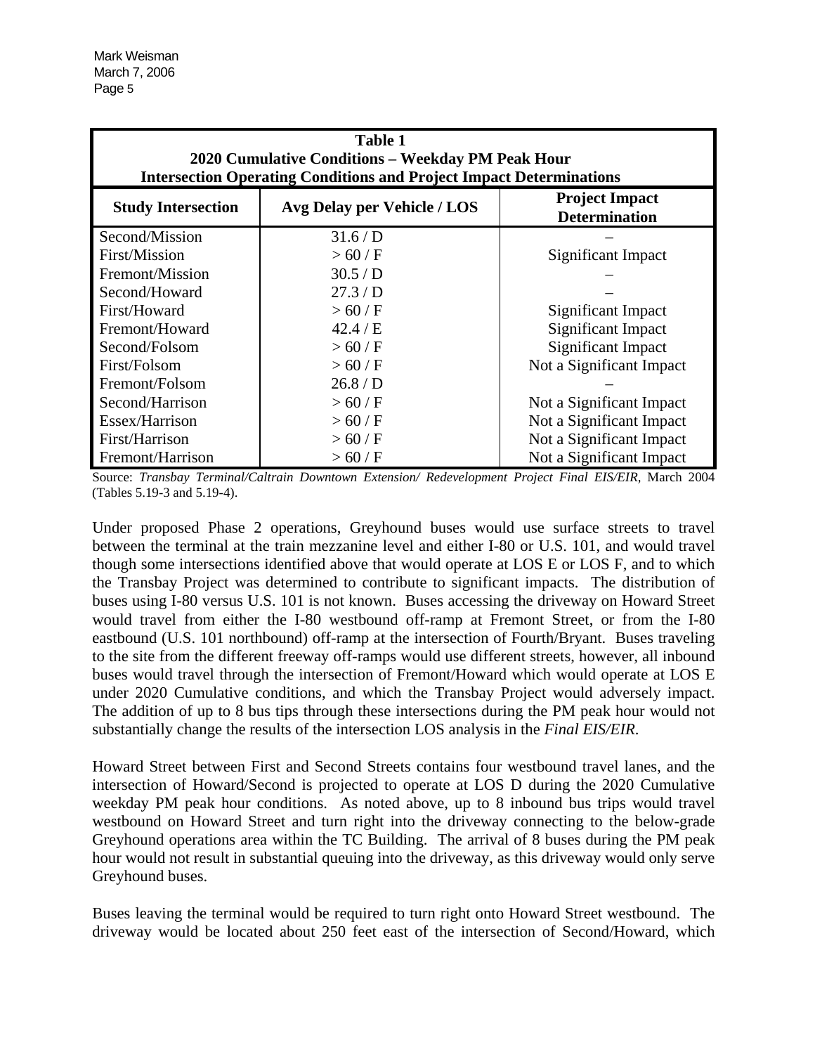| Study Intersection | Avg Delay per Vehicle / LOS | Project Impact Determination |
|---|---|---|
| Second/Mission | 31.6 / D | – |
| First/Mission | > 60 / F | Significant Impact |
| Fremont/Mission | 30.5 / D | – |
| Second/Howard | 27.3 / D | – |
| First/Howard | > 60 / F | Significant Impact |
| Fremont/Howard | 42.4 / E | Significant Impact |
| Second/Folsom | > 60 / F | Significant Impact |
| First/Folsom | > 60 / F | Not a Significant Impact |
| Fremont/Folsom | 26.8 / D | – |
| Second/Harrison | > 60 / F | Not a Significant Impact |
| Essex/Harrison | > 60 / F | Not a Significant Impact |
| First/Harrison | > 60 / F | Not a Significant Impact |
| Fremont/Harrison | > 60 / F | Not a Significant Impact |

**Table 1**
**2020 Cumulative Conditions – Weekday PM Peak Hour**
**Intersection Operating Conditions and Project Impact Determinations**

Source: *Transbay Terminal/Caltrain Downtown Extension/ Redevelopment Project Final EIS/EIR*, March 2004 (Tables 5.19-3 and 5.19-4).

Under proposed Phase 2 operations, Greyhound buses would use surface streets to travel between the terminal at the train mezzanine level and either I-80 or U.S. 101, and would travel though some intersections identified above that would operate at LOS E or LOS F, and to which the Transbay Project was determined to contribute to significant impacts. The distribution of buses using I-80 versus U.S. 101 is not known. Buses accessing the driveway on Howard Street would travel from either the I-80 westbound off-ramp at Fremont Street, or from the I-80 eastbound (U.S. 101 northbound) off-ramp at the intersection of Fourth/Bryant. Buses traveling to the site from the different freeway off-ramps would use different streets, however, all inbound buses would travel through the intersection of Fremont/Howard which would operate at LOS E under 2020 Cumulative conditions, and which the Transbay Project would adversely impact. The addition of up to 8 bus tips through these intersections during the PM peak hour would not substantially change the results of the intersection LOS analysis in the *Final EIS/EIR*.

Howard Street between First and Second Streets contains four westbound travel lanes, and the intersection of Howard/Second is projected to operate at LOS D during the 2020 Cumulative weekday PM peak hour conditions. As noted above, up to 8 inbound bus trips would travel westbound on Howard Street and turn right into the driveway connecting to the below-grade Greyhound operations area within the TC Building. The arrival of 8 buses during the PM peak hour would not result in substantial queuing into the driveway, as this driveway would only serve Greyhound buses.

Buses leaving the terminal would be required to turn right onto Howard Street westbound. The driveway would be located about 250 feet east of the intersection of Second/Howard, which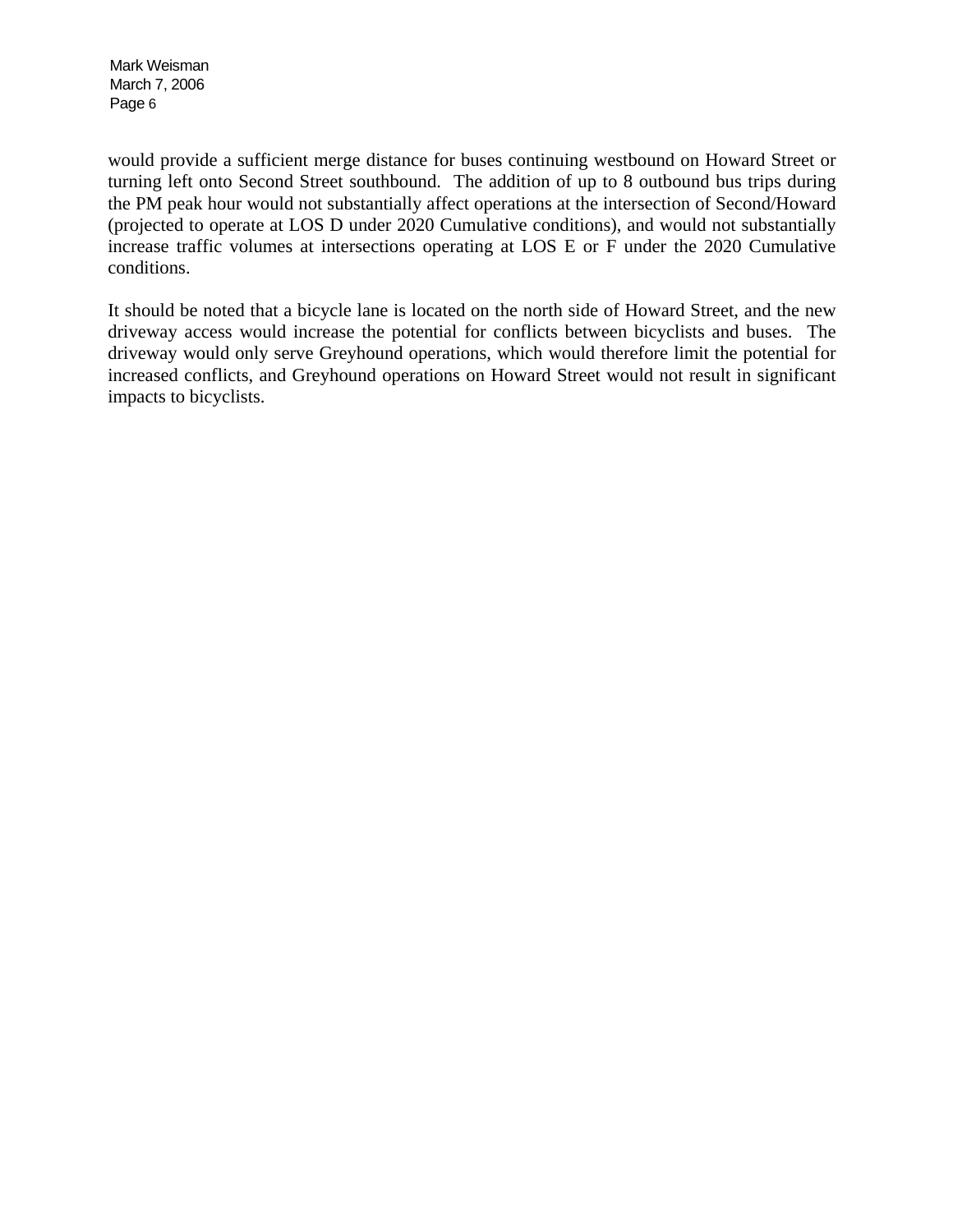would provide a sufficient merge distance for buses continuing westbound on Howard Street or turning left onto Second Street southbound. The addition of up to 8 outbound bus trips during the PM peak hour would not substantially affect operations at the intersection of Second/Howard (projected to operate at LOS D under 2020 Cumulative conditions), and would not substantially increase traffic volumes at intersections operating at LOS E or F under the 2020 Cumulative conditions.

It should be noted that a bicycle lane is located on the north side of Howard Street, and the new driveway access would increase the potential for conflicts between bicyclists and buses. The driveway would only serve Greyhound operations, which would therefore limit the potential for increased conflicts, and Greyhound operations on Howard Street would not result in significant impacts to bicyclists.